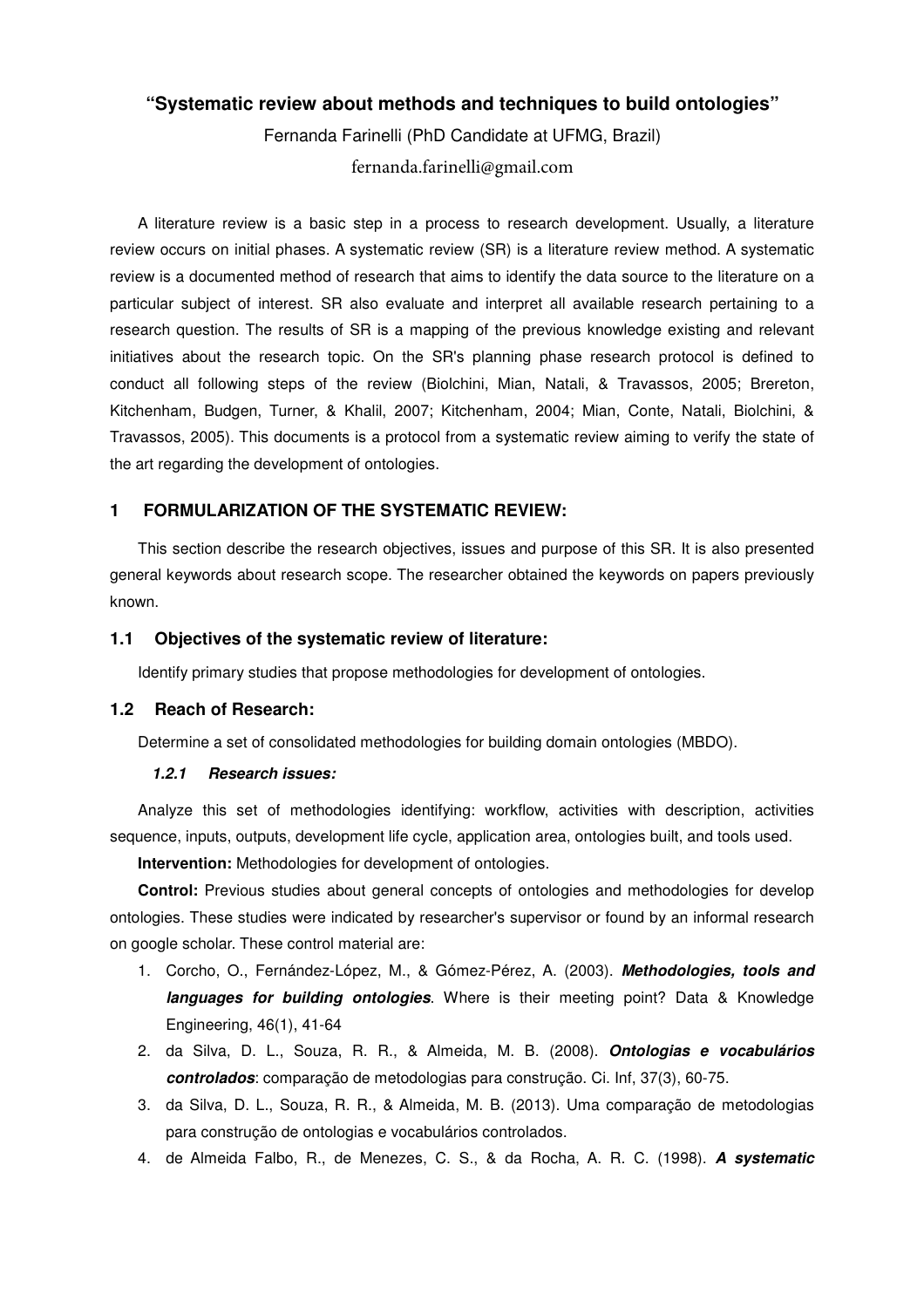# "Systematic review about methods and techniques to build ontologies"

Fernanda Farinelli (PhD Candidate at UFMG, Brazil)

fernanda.farinelli@gmail.com

A literature review is a basic step in a process to research development. Usually, a literature review occurs on initial phases. A systematic review (SR) is a literature review method. A systematic review is a documented method of research that aims to identify the data source to the literature on a particular subject of interest. SR also evaluate and interpret all available research pertaining to a research question. The results of SR is a mapping of the previous knowledge existing and relevant initiatives about the research topic. On the SR's planning phase research protocol is defined to conduct all following steps of the review (Biolchini, Mian, Natali, & Travassos, 2005; Brereton, Kitchenham, Budgen, Turner, & Khalil, 2007; Kitchenham, 2004; Mian, Conte, Natali, Biolchini, & Travassos, 2005). This documents is a protocol from a systematic review aiming to verify the state of the art regarding the development of ontologies.

## 1 FORMULARIZATION OF THE SYSTEMATIC REVIEW:

This section describe the research objectives, issues and purpose of this SR. It is also presented general keywords about research scope. The researcher obtained the keywords on papers previously known.

### 1.1 Objectives of the systematic review of literature:

Identify primary studies that propose methodologies for development of ontologies.

### 1.2 Reach of Research:

Determine a set of consolidated methodologies for building domain ontologies (MBDO).

#### *1.2.1 Research issues:*

Analyze this set of methodologies identifying: workflow, activities with description, activities sequence, inputs, outputs, development life cycle, application area, ontologies built, and tools used.

**Intervention:** Methodologies for development of ontologies.

**Control:** Previous studies about general concepts of ontologies and methodologies for develop ontologies. These studies were indicated by researcher's supervisor or found by an informal research on google scholar. These control material are:

1. Corcho, O., Fernández-López, M., & Gómez-Pérez, A. (2003). ***Methodologies, tools and languages for building ontologies***. Where is their meeting point? Data & Knowledge Engineering, 46(1), 41-64
2. da Silva, D. L., Souza, R. R., & Almeida, M. B. (2008). ***Ontologias e vocabulários controlados***: comparação de metodologias para construção. Ci. Inf, 37(3), 60-75.
3. da Silva, D. L., Souza, R. R., & Almeida, M. B. (2013). Uma comparação de metodologias para construção de ontologias e vocabulários controlados.
4. de Almeida Falbo, R., de Menezes, C. S., & da Rocha, A. R. C. (1998). ***A systematic***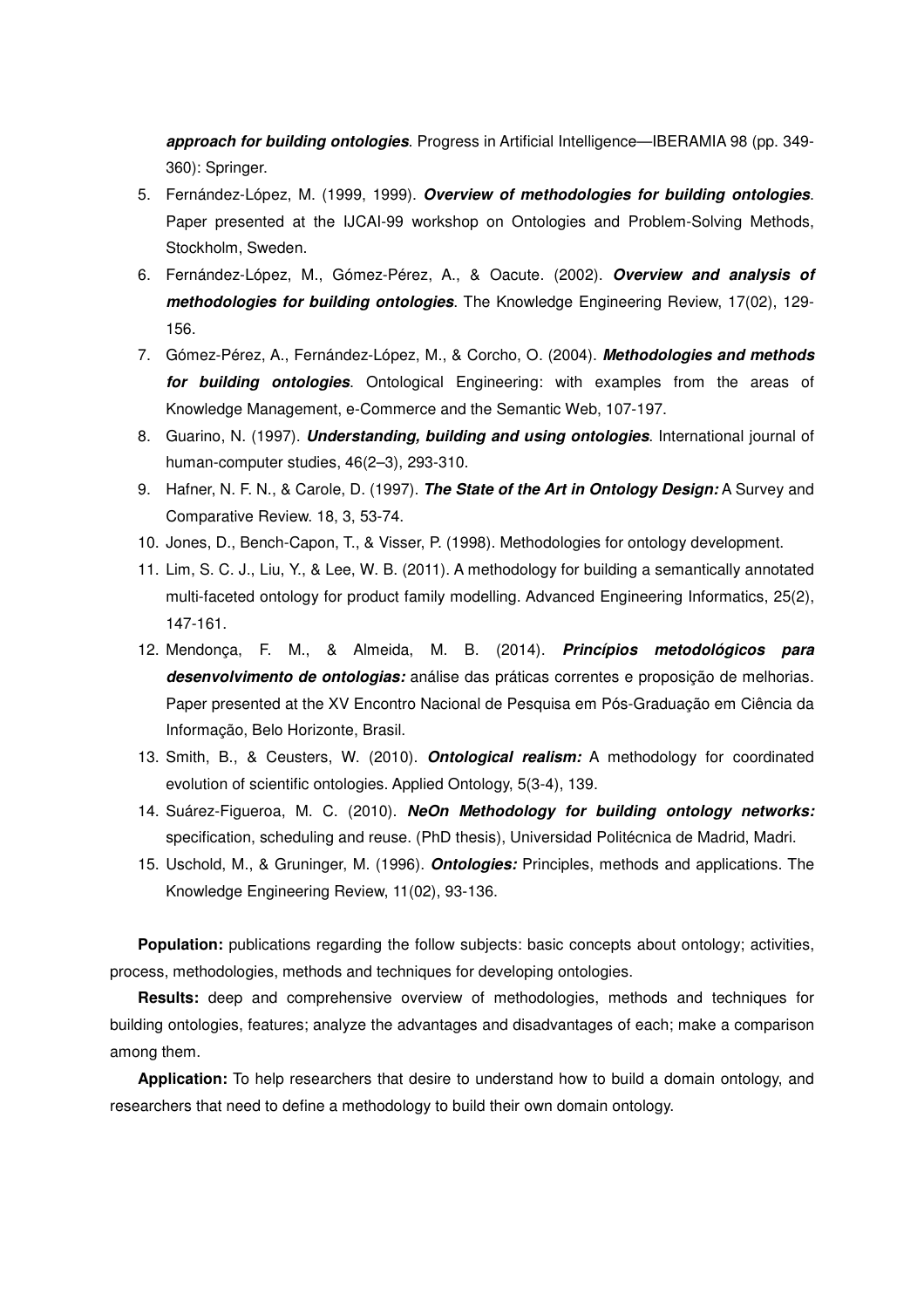***approach for building ontologies***. Progress in Artificial Intelligence—IBERAMIA 98 (pp. 349-360): Springer.

5. Fernández-López, M. (1999, 1999). ***Overview of methodologies for building ontologies***. Paper presented at the IJCAI-99 workshop on Ontologies and Problem-Solving Methods, Stockholm, Sweden.
6. Fernández-López, M., Gómez-Pérez, A., & Oacute. (2002). ***Overview and analysis of methodologies for building ontologies***. The Knowledge Engineering Review, 17(02), 129-156.
7. Gómez-Pérez, A., Fernández-López, M., & Corcho, O. (2004). ***Methodologies and methods for building ontologies***. Ontological Engineering: with examples from the areas of Knowledge Management, e-Commerce and the Semantic Web, 107-197.
8. Guarino, N. (1997). ***Understanding, building and using ontologies***. International journal of human-computer studies, 46(2–3), 293-310.
9. Hafner, N. F. N., & Carole, D. (1997). ***The State of the Art in Ontology Design:*** A Survey and Comparative Review. 18, 3, 53-74.
10. Jones, D., Bench-Capon, T., & Visser, P. (1998). Methodologies for ontology development.
11. Lim, S. C. J., Liu, Y., & Lee, W. B. (2011). A methodology for building a semantically annotated multi-faceted ontology for product family modelling. Advanced Engineering Informatics, 25(2), 147-161.
12. Mendonça, F. M., & Almeida, M. B. (2014). ***Princípios metodológicos para desenvolvimento de ontologias:*** análise das práticas correntes e proposição de melhorias. Paper presented at the XV Encontro Nacional de Pesquisa em Pós-Graduação em Ciência da Informação, Belo Horizonte, Brasil.
13. Smith, B., & Ceusters, W. (2010). ***Ontological realism:*** A methodology for coordinated evolution of scientific ontologies. Applied Ontology, 5(3-4), 139.
14. Suárez-Figueroa, M. C. (2010). ***NeOn Methodology for building ontology networks:*** specification, scheduling and reuse. (PhD thesis), Universidad Politécnica de Madrid, Madri.
15. Uschold, M., & Gruninger, M. (1996). ***Ontologies:*** Principles, methods and applications. The Knowledge Engineering Review, 11(02), 93-136.

**Population:** publications regarding the follow subjects: basic concepts about ontology; activities, process, methodologies, methods and techniques for developing ontologies.

**Results:** deep and comprehensive overview of methodologies, methods and techniques for building ontologies, features; analyze the advantages and disadvantages of each; make a comparison among them.

**Application:** To help researchers that desire to understand how to build a domain ontology, and researchers that need to define a methodology to build their own domain ontology.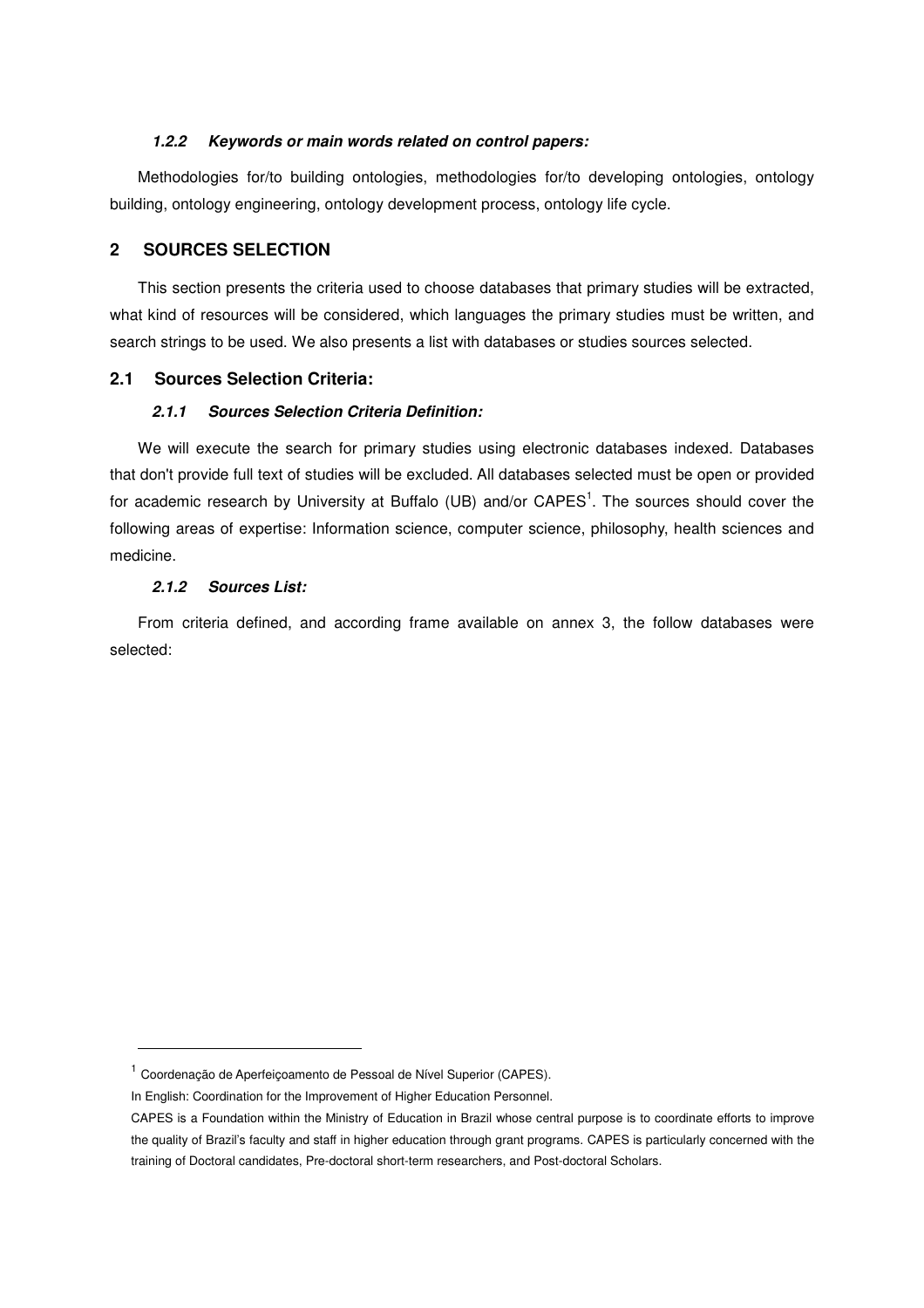#### 1.2.2 Keywords or main words related on control papers:

Methodologies for/to building ontologies, methodologies for/to developing ontologies, ontology building, ontology engineering, ontology development process, ontology life cycle.

## 2 SOURCES SELECTION

This section presents the criteria used to choose databases that primary studies will be extracted, what kind of resources will be considered, which languages the primary studies must be written, and search strings to be used. We also presents a list with databases or studies sources selected.

### 2.1 Sources Selection Criteria:

#### 2.1.1 Sources Selection Criteria Definition:

We will execute the search for primary studies using electronic databases indexed. Databases that don't provide full text of studies will be excluded. All databases selected must be open or provided for academic research by University at Buffalo (UB) and/or CAPES[1]. The sources should cover the following areas of expertise: Information science, computer science, philosophy, health sciences and medicine.

#### 2.1.2 Sources List:

From criteria defined, and according frame available on annex 3, the follow databases were selected:

---

[1] Coordenação de Aperfeiçoamento de Pessoal de Nível Superior (CAPES).

In English: Coordination for the Improvement of Higher Education Personnel.

CAPES is a Foundation within the Ministry of Education in Brazil whose central purpose is to coordinate efforts to improve the quality of Brazil's faculty and staff in higher education through grant programs. CAPES is particularly concerned with the training of Doctoral candidates, Pre-doctoral short-term researchers, and Post-doctoral Scholars.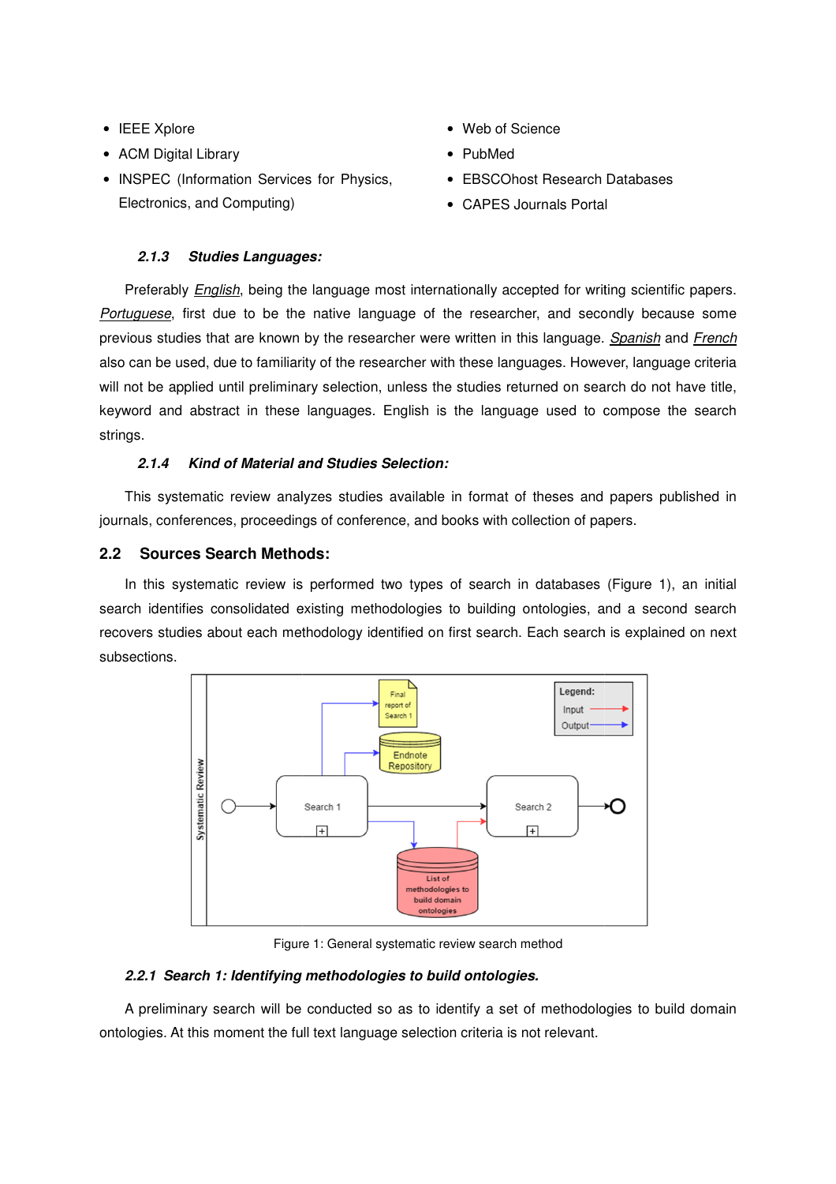- IEEE Xplore
- ACM Digital Library
- INSPEC (Information Services for Physics, Electronics, and Computing)
- Web of Science
- PubMed
- EBSCOhost Research Databases
- CAPES Journals Portal

#### *2.1.3 Studies Languages:*

Preferably *English*, being the language most internationally accepted for writing scientific papers. *Portuguese*, first due to be the native language of the researcher, and secondly because some previous studies that are known by the researcher were written in this language. *Spanish* and *French* also can be used, due to familiarity of the researcher with these languages. However, language criteria will not be applied until preliminary selection, unless the studies returned on search do not have title, keyword and abstract in these languages. English is the language used to compose the search strings.

#### *2.1.4 Kind of Material and Studies Selection:*

This systematic review analyzes studies available in format of theses and papers published in journals, conferences, proceedings of conference, and books with collection of papers.

### 2.2 Sources Search Methods:

In this systematic review is performed two types of search in databases (Figure 1), an initial search identifies consolidated existing methodologies to building ontologies, and a second search recovers studies about each methodology identified on first search. Each search is explained on next subsections.

Systematic Review

Final report of Search 1

Endnote Repository

Legend:
Input
Output

Search 1

Search 2

List of methodologies to build domain ontologies

Figure 1: General systematic review search method

#### *2.2.1 Search 1: Identifying methodologies to build ontologies.*

A preliminary search will be conducted so as to identify a set of methodologies to build domain ontologies. At this moment the full text language selection criteria is not relevant.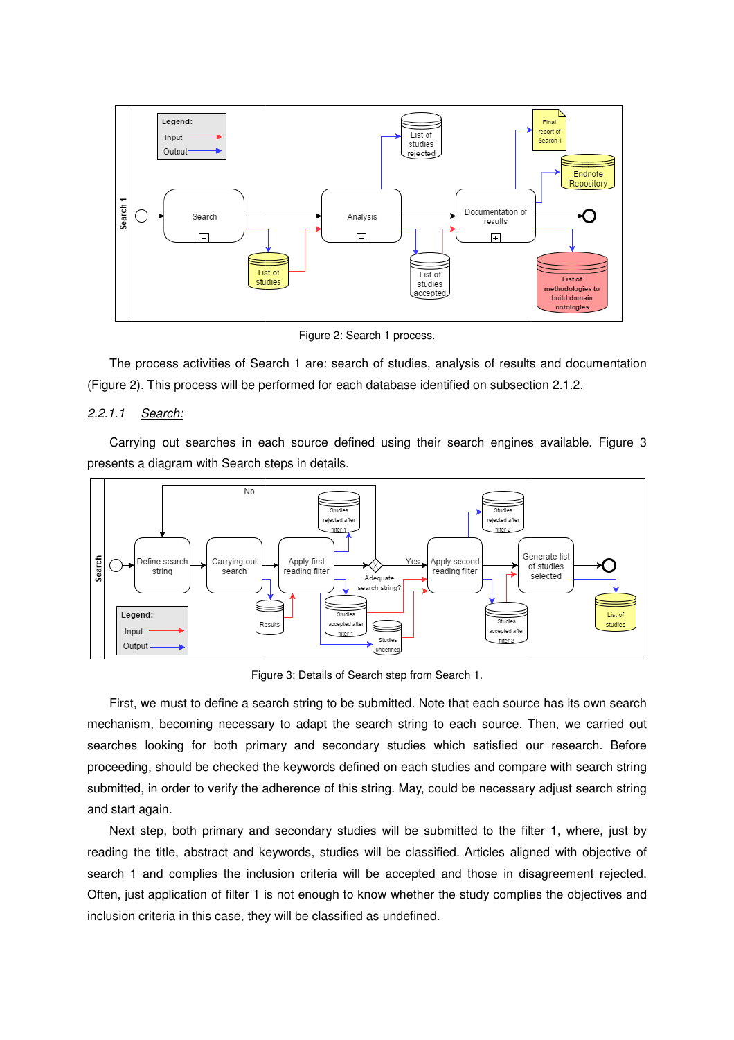Figure 2: Search 1 process.

The process activities of Search 1 are: search of studies, analysis of results and documentation (Figure 2). This process will be performed for each database identified on subsection 2.1.2.

#### 2.2.1.1 Search:

Carrying out searches in each source defined using their search engines available. Figure 3 presents a diagram with Search steps in details.

Figure 3: Details of Search step from Search 1.

First, we must to define a search string to be submitted. Note that each source has its own search mechanism, becoming necessary to adapt the search string to each source. Then, we carried out searches looking for both primary and secondary studies which satisfied our research. Before proceeding, should be checked the keywords defined on each studies and compare with search string submitted, in order to verify the adherence of this string. May, could be necessary adjust search string and start again.

Next step, both primary and secondary studies will be submitted to the filter 1, where, just by reading the title, abstract and keywords, studies will be classified. Articles aligned with objective of search 1 and complies the inclusion criteria will be accepted and those in disagreement rejected. Often, just application of filter 1 is not enough to know whether the study complies the objectives and inclusion criteria in this case, they will be classified as undefined.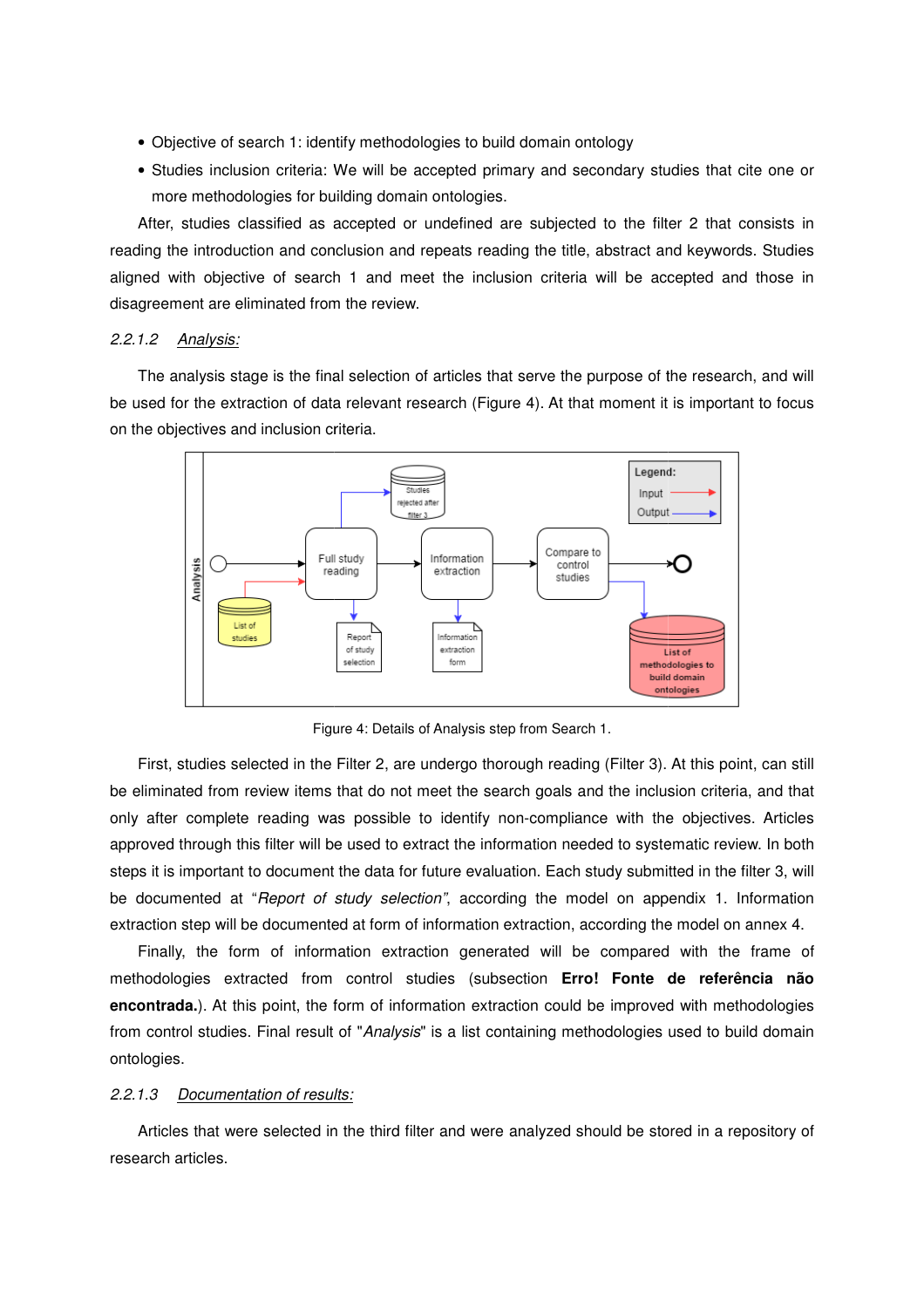- Objective of search 1: identify methodologies to build domain ontology
- Studies inclusion criteria: We will be accepted primary and secondary studies that cite one or more methodologies for building domain ontologies.

After, studies classified as accepted or undefined are subjected to the filter 2 that consists in reading the introduction and conclusion and repeats reading the title, abstract and keywords. Studies aligned with objective of search 1 and meet the inclusion criteria will be accepted and those in disagreement are eliminated from the review.

#### 2.2.1.2 Analysis:

The analysis stage is the final selection of articles that serve the purpose of the research, and will be used for the extraction of data relevant research (Figure 4). At that moment it is important to focus on the objectives and inclusion criteria.

Analysis

Legend:
Input
Output

Studies rejected after filter 3

Full study reading

Information extraction

Compare to control studies

List of studies

Report of study selection

Information extraction form

List of methodologies to build domain ontologies

Figure 4: Details of Analysis step from Search 1.

First, studies selected in the Filter 2, are undergo thorough reading (Filter 3). At this point, can still be eliminated from review items that do not meet the search goals and the inclusion criteria, and that only after complete reading was possible to identify non-compliance with the objectives. Articles approved through this filter will be used to extract the information needed to systematic review. In both steps it is important to document the data for future evaluation. Each study submitted in the filter 3, will be documented at "*Report of study selection*", according the model on appendix 1. Information extraction step will be documented at form of information extraction, according the model on annex 4.

Finally, the form of information extraction generated will be compared with the frame of methodologies extracted from control studies (subsection **Erro! Fonte de referência não encontrada.**). At this point, the form of information extraction could be improved with methodologies from control studies. Final result of "*Analysis*" is a list containing methodologies used to build domain ontologies.

#### 2.2.1.3 Documentation of results:

Articles that were selected in the third filter and were analyzed should be stored in a repository of research articles.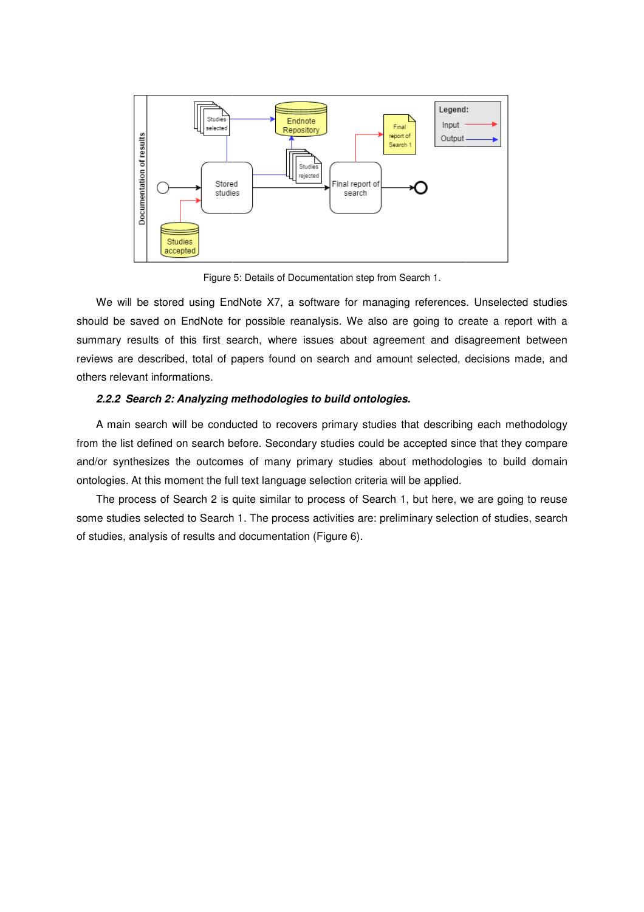Documentation of results

Studies selected

Endnote Repository

Final report of Search 1

Legend:
Input
Output

Studies rejected

Stored studies

Final report of search

Studies accepted

Figure 5: Details of Documentation step from Search 1.

We will be stored using EndNote X7, a software for managing references. Unselected studies should be saved on EndNote for possible reanalysis. We also are going to create a report with a summary results of this first search, where issues about agreement and disagreement between reviews are described, total of papers found on search and amount selected, decisions made, and others relevant informations.

### 2.2.2 *Search 2: Analyzing methodologies to build ontologies.*

A main search will be conducted to recovers primary studies that describing each methodology from the list defined on search before. Secondary studies could be accepted since that they compare and/or synthesizes the outcomes of many primary studies about methodologies to build domain ontologies. At this moment the full text language selection criteria will be applied.

The process of Search 2 is quite similar to process of Search 1, but here, we are going to reuse some studies selected to Search 1. The process activities are: preliminary selection of studies, search of studies, analysis of results and documentation (Figure 6).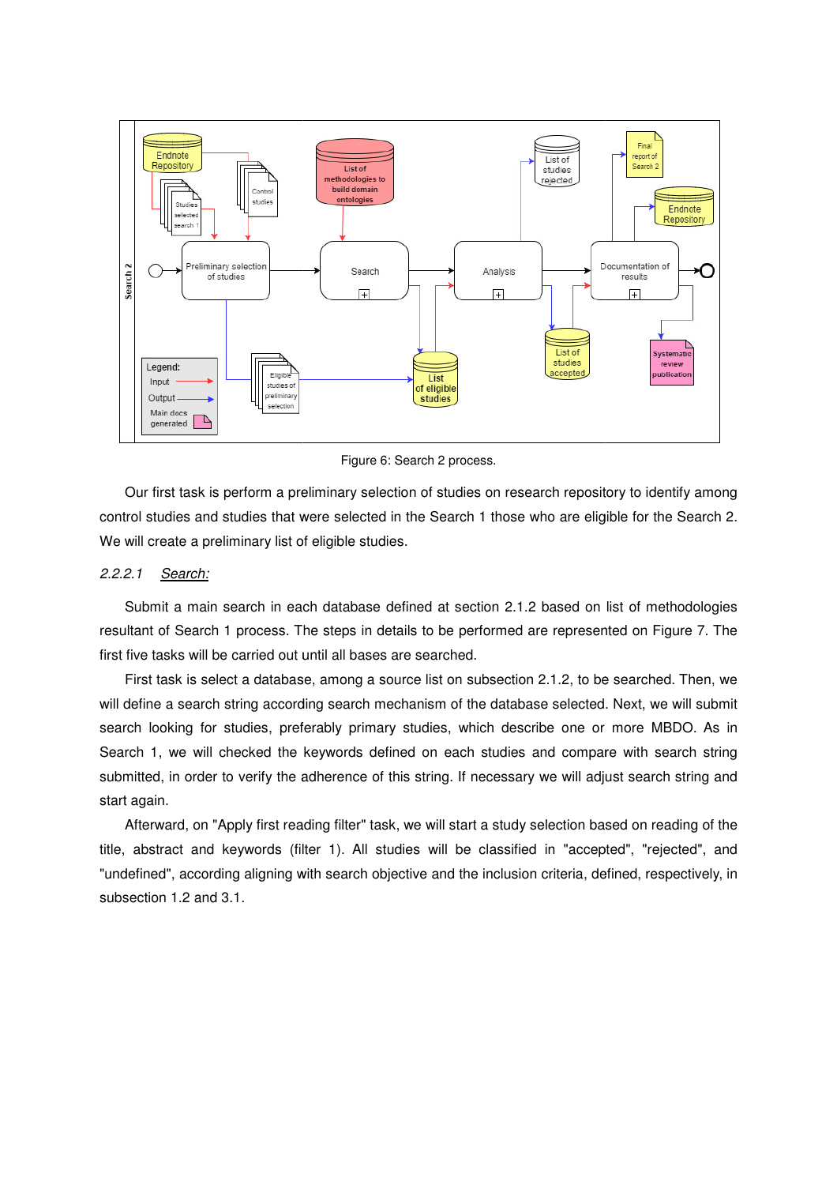Search 2

Endnote Repository

Studies selected search 1

Control studies

List of methodologies to build domain ontologies

List of studies rejected

Final report of Search 2

Endnote Repository

Preliminary selection of studies

Search

Analysis

Documentation of results

List of eligible studies

List of studies accepted

Systematic review publication

Eligible studies of preliminary selection

Legend:
Input
Output
Main docs generated

Figure 6: Search 2 process.

Our first task is perform a preliminary selection of studies on research repository to identify among control studies and studies that were selected in the Search 1 those who are eligible for the Search 2. We will create a preliminary list of eligible studies.

#### *2.2.2.1 Search:*

Submit a main search in each database defined at section 2.1.2 based on list of methodologies resultant of Search 1 process. The steps in details to be performed are represented on Figure 7. The first five tasks will be carried out until all bases are searched.

First task is select a database, among a source list on subsection 2.1.2, to be searched. Then, we will define a search string according search mechanism of the database selected. Next, we will submit search looking for studies, preferably primary studies, which describe one or more MBDO. As in Search 1, we will checked the keywords defined on each studies and compare with search string submitted, in order to verify the adherence of this string. If necessary we will adjust search string and start again.

Afterward, on "Apply first reading filter" task, we will start a study selection based on reading of the title, abstract and keywords (filter 1). All studies will be classified in "accepted", "rejected", and "undefined", according aligning with search objective and the inclusion criteria, defined, respectively, in subsection 1.2 and 3.1.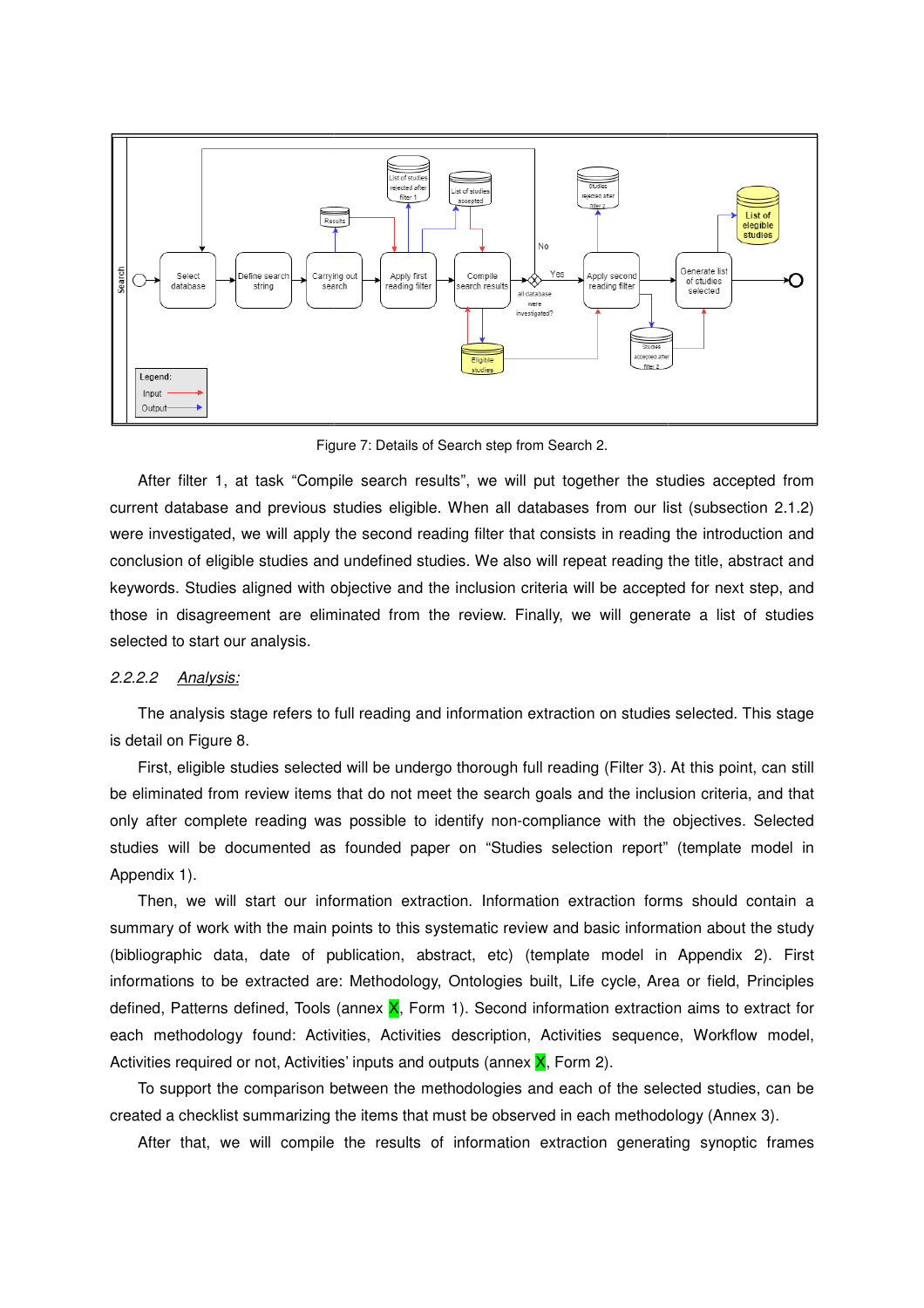Search

Select database

Define search string

Carrying out search

Results

Apply first reading filter

List of studies rejected after filter 1

Compile search results

List of studies accepted

Eligible studies

No

Yes

all database were investigated?

Apply second reading filter

Studies rejected after filter 2

Studies accepted after filter 2

Generate list of studies selected

List of eligible studies

Legend:

Input

Output

Figure 7: Details of Search step from Search 2.

After filter 1, at task “Compile search results”, we will put together the studies accepted from current database and previous studies eligible. When all databases from our list (subsection 2.1.2) were investigated, we will apply the second reading filter that consists in reading the introduction and conclusion of eligible studies and undefined studies. We also will repeat reading the title, abstract and keywords. Studies aligned with objective and the inclusion criteria will be accepted for next step, and those in disagreement are eliminated from the review. Finally, we will generate a list of studies selected to start our analysis.

#### *2.2.2.2 Analysis:*

The analysis stage refers to full reading and information extraction on studies selected. This stage is detail on Figure 8.

First, eligible studies selected will be undergo thorough full reading (Filter 3). At this point, can still be eliminated from review items that do not meet the search goals and the inclusion criteria, and that only after complete reading was possible to identify non-compliance with the objectives. Selected studies will be documented as founded paper on “Studies selection report” (template model in Appendix 1).

Then, we will start our information extraction. Information extraction forms should contain a summary of work with the main points to this systematic review and basic information about the study (bibliographic data, date of publication, abstract, etc) (template model in Appendix 2). First informations to be extracted are: Methodology, Ontologies built, Life cycle, Area or field, Principles defined, Patterns defined, Tools (annex X, Form 1). Second information extraction aims to extract for each methodology found: Activities, Activities description, Activities sequence, Workflow model, Activities required or not, Activities’ inputs and outputs (annex X, Form 2).

To support the comparison between the methodologies and each of the selected studies, can be created a checklist summarizing the items that must be observed in each methodology (Annex 3).

After that, we will compile the results of information extraction generating synoptic frames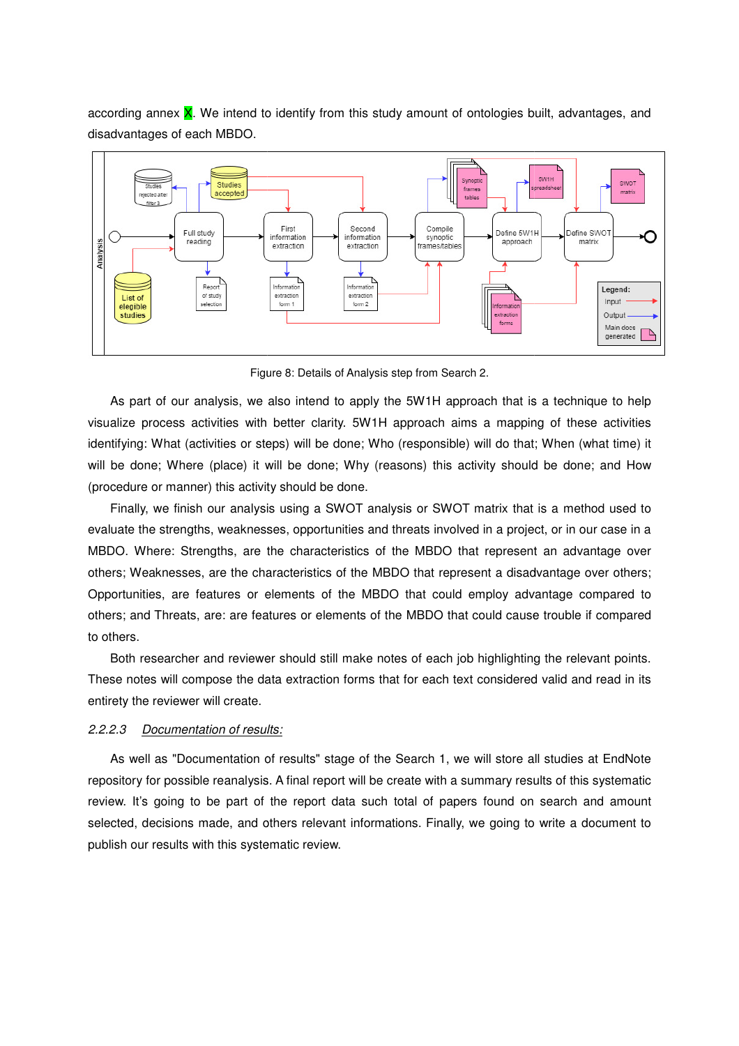according annex X. We intend to identify from this study amount of ontologies built, advantages, and disadvantages of each MBDO.

Figure 8: Details of Analysis step from Search 2.

As part of our analysis, we also intend to apply the 5W1H approach that is a technique to help visualize process activities with better clarity. 5W1H approach aims a mapping of these activities identifying: What (activities or steps) will be done; Who (responsible) will do that; When (what time) it will be done; Where (place) it will be done; Why (reasons) this activity should be done; and How (procedure or manner) this activity should be done.

Finally, we finish our analysis using a SWOT analysis or SWOT matrix that is a method used to evaluate the strengths, weaknesses, opportunities and threats involved in a project, or in our case in a MBDO. Where: Strengths, are the characteristics of the MBDO that represent an advantage over others; Weaknesses, are the characteristics of the MBDO that represent a disadvantage over others; Opportunities, are features or elements of the MBDO that could employ advantage compared to others; and Threats, are: are features or elements of the MBDO that could cause trouble if compared to others.

Both researcher and reviewer should still make notes of each job highlighting the relevant points. These notes will compose the data extraction forms that for each text considered valid and read in its entirety the reviewer will create.

#### 2.2.2.3 *Documentation of results:*

As well as "Documentation of results" stage of the Search 1, we will store all studies at EndNote repository for possible reanalysis. A final report will be create with a summary results of this systematic review. It's going to be part of the report data such total of papers found on search and amount selected, decisions made, and others relevant informations. Finally, we going to write a document to publish our results with this systematic review.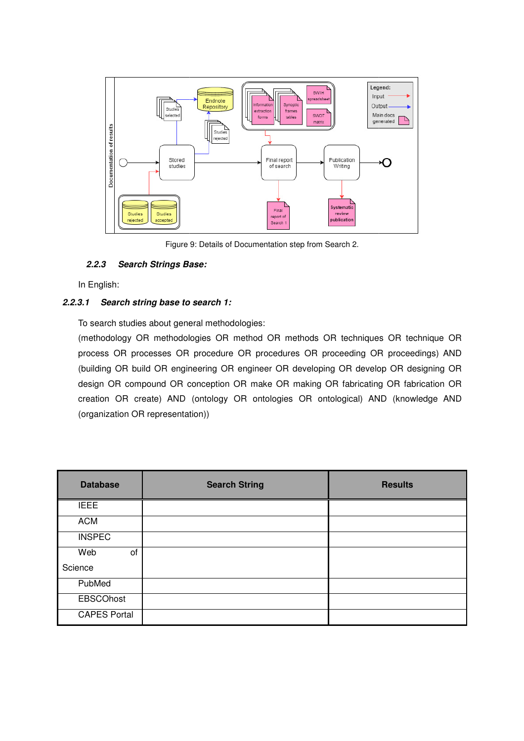Figure 9: Details of Documentation step from Search 2.

### 2.2.3 Search Strings Base:

In English:

#### 2.2.3.1 Search string base to search 1:

To search studies about general methodologies:

(methodology OR methodologies OR method OR methods OR techniques OR technique OR process OR processes OR procedure OR procedures OR proceeding OR proceedings) AND (building OR build OR engineering OR engineer OR developing OR develop OR designing OR design OR compound OR conception OR make OR making OR fabricating OR fabrication OR creation OR create) AND (ontology OR ontologies OR ontological) AND (knowledge AND (organization OR representation))

| Database | Search String | Results |
|---|---|---|
| IEEE | | |
| ACM | | |
| INSPEC | | |
| Web of Science | | |
| PubMed | | |
| EBSCOhost | | |
| CAPES Portal | | |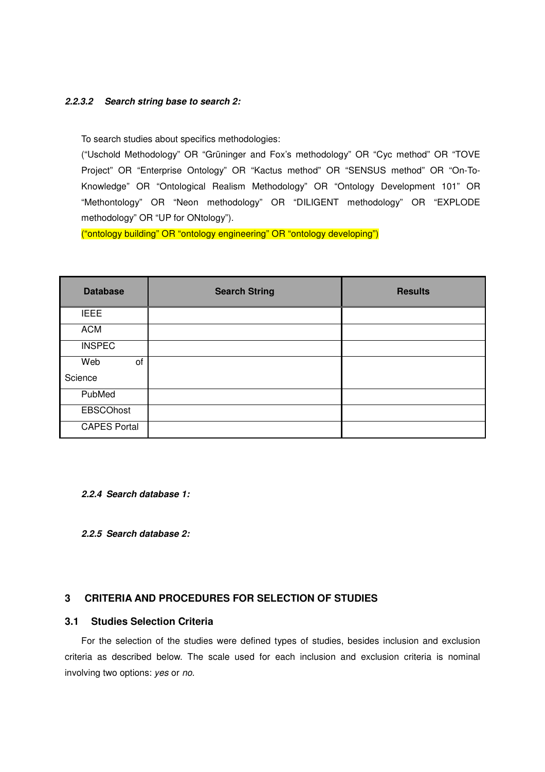#### 2.2.3.2 Search string base to search 2:

To search studies about specifics methodologies:

(“Uschold Methodology” OR “Grüninger and Fox’s methodology” OR “Cyc method” OR “TOVE Project” OR “Enterprise Ontology” OR “Kactus method” OR “SENSUS method” OR “On-To-Knowledge” OR “Ontological Realism Methodology” OR “Ontology Development 101” OR “Methontology” OR “Neon methodology” OR “DILIGENT methodology” OR “EXPLODE methodology” OR “UP for ONtology”).

(“ontology building” OR “ontology engineering” OR “ontology developing”)

| Database | Search String | Results |
|---|---|---|
| IEEE | | |
| ACM | | |
| INSPEC | | |
| Web of Science | | |
| PubMed | | |
| EBSCOhost | | |
| CAPES Portal | | |

### 2.2.4 Search database 1:

### 2.2.5 Search database 2:

# 3 CRITERIA AND PROCEDURES FOR SELECTION OF STUDIES

## 3.1 Studies Selection Criteria

For the selection of the studies were defined types of studies, besides inclusion and exclusion criteria as described below. The scale used for each inclusion and exclusion criteria is nominal involving two options: *yes* or *no.*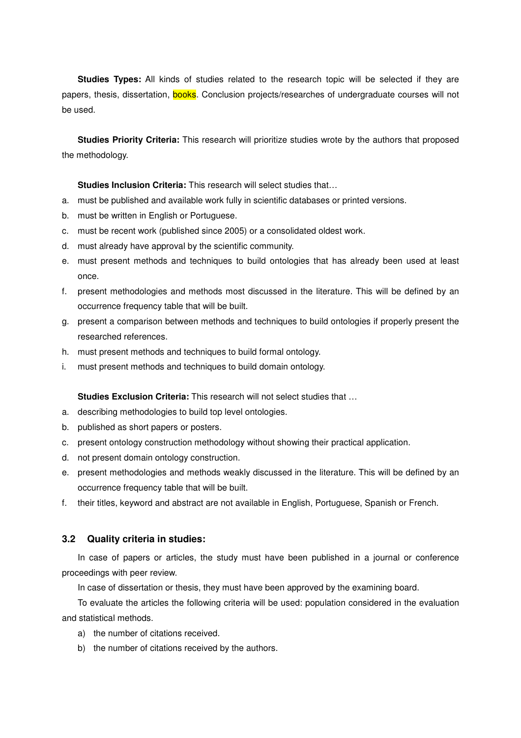**Studies Types:** All kinds of studies related to the research topic will be selected if they are papers, thesis, dissertation, books. Conclusion projects/researches of undergraduate courses will not be used.

**Studies Priority Criteria:** This research will prioritize studies wrote by the authors that proposed the methodology.

**Studies Inclusion Criteria:** This research will select studies that…

a. must be published and available work fully in scientific databases or printed versions.
b. must be written in English or Portuguese.
c. must be recent work (published since 2005) or a consolidated oldest work.
d. must already have approval by the scientific community.
e. must present methods and techniques to build ontologies that has already been used at least once.
f. present methodologies and methods most discussed in the literature. This will be defined by an occurrence frequency table that will be built.
g. present a comparison between methods and techniques to build ontologies if properly present the researched references.
h. must present methods and techniques to build formal ontology.
i. must present methods and techniques to build domain ontology.

**Studies Exclusion Criteria:** This research will not select studies that …

a. describing methodologies to build top level ontologies.
b. published as short papers or posters.
c. present ontology construction methodology without showing their practical application.
d. not present domain ontology construction.
e. present methodologies and methods weakly discussed in the literature. This will be defined by an occurrence frequency table that will be built.
f. their titles, keyword and abstract are not available in English, Portuguese, Spanish or French.

### 3.2 Quality criteria in studies:

In case of papers or articles, the study must have been published in a journal or conference proceedings with peer review.

In case of dissertation or thesis, they must have been approved by the examining board.

To evaluate the articles the following criteria will be used: population considered in the evaluation and statistical methods.

a) the number of citations received.
b) the number of citations received by the authors.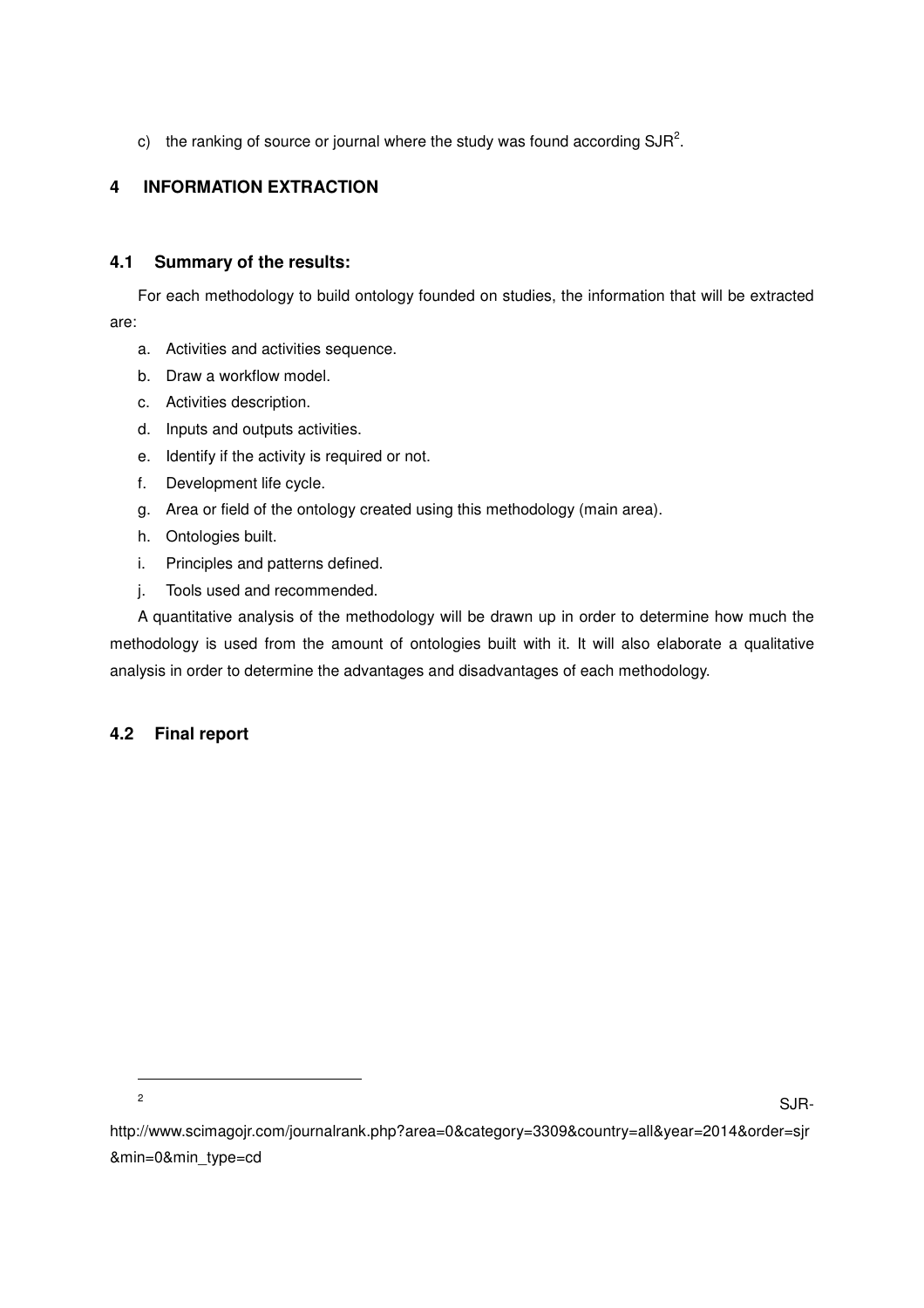c) the ranking of source or journal where the study was found according SJR[2].

# 4 INFORMATION EXTRACTION

## 4.1 Summary of the results:

For each methodology to build ontology founded on studies, the information that will be extracted are:

a. Activities and activities sequence.
b. Draw a workflow model.
c. Activities description.
d. Inputs and outputs activities.
e. Identify if the activity is required or not.
f. Development life cycle.
g. Area or field of the ontology created using this methodology (main area).
h. Ontologies built.
i. Principles and patterns defined.
j. Tools used and recommended.

A quantitative analysis of the methodology will be drawn up in order to determine how much the methodology is used from the amount of ontologies built with it. It will also elaborate a qualitative analysis in order to determine the advantages and disadvantages of each methodology.

## 4.2 Final report

---

[2] SJR- http://www.scimagojr.com/journalrank.php?area=0&category=3309&country=all&year=2014&order=sjr&min=0&min_type=cd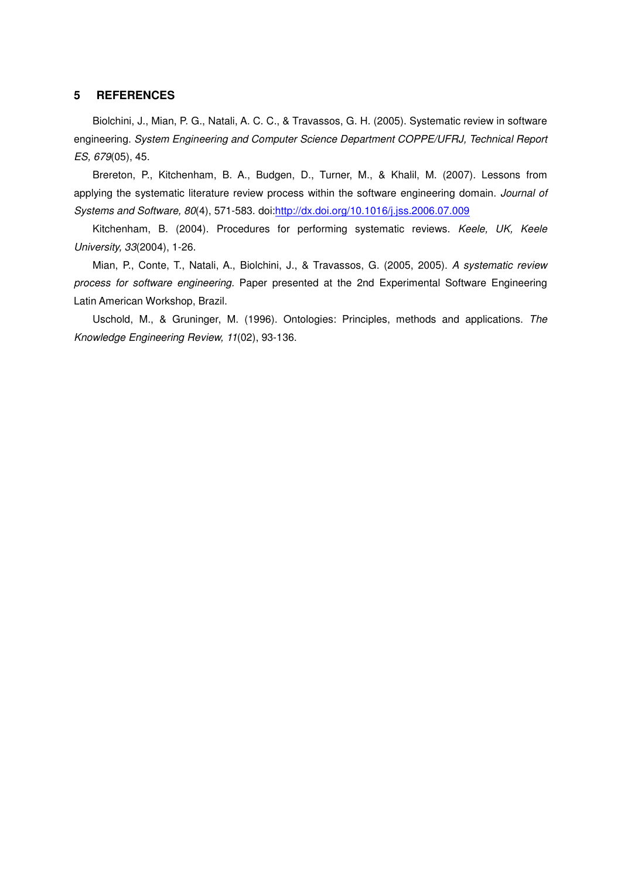# 5 REFERENCES

Biolchini, J., Mian, P. G., Natali, A. C. C., & Travassos, G. H. (2005). Systematic review in software engineering. *System Engineering and Computer Science Department COPPE/UFRJ, Technical Report ES, 679*(05), 45.

Brereton, P., Kitchenham, B. A., Budgen, D., Turner, M., & Khalil, M. (2007). Lessons from applying the systematic literature review process within the software engineering domain. *Journal of Systems and Software, 80*(4), 571-583. doi:http://dx.doi.org/10.1016/j.jss.2006.07.009

Kitchenham, B. (2004). Procedures for performing systematic reviews. *Keele, UK, Keele University, 33*(2004), 1-26.

Mian, P., Conte, T., Natali, A., Biolchini, J., & Travassos, G. (2005, 2005). *A systematic review process for software engineering*. Paper presented at the 2nd Experimental Software Engineering Latin American Workshop, Brazil.

Uschold, M., & Gruninger, M. (1996). Ontologies: Principles, methods and applications. *The Knowledge Engineering Review, 11*(02), 93-136.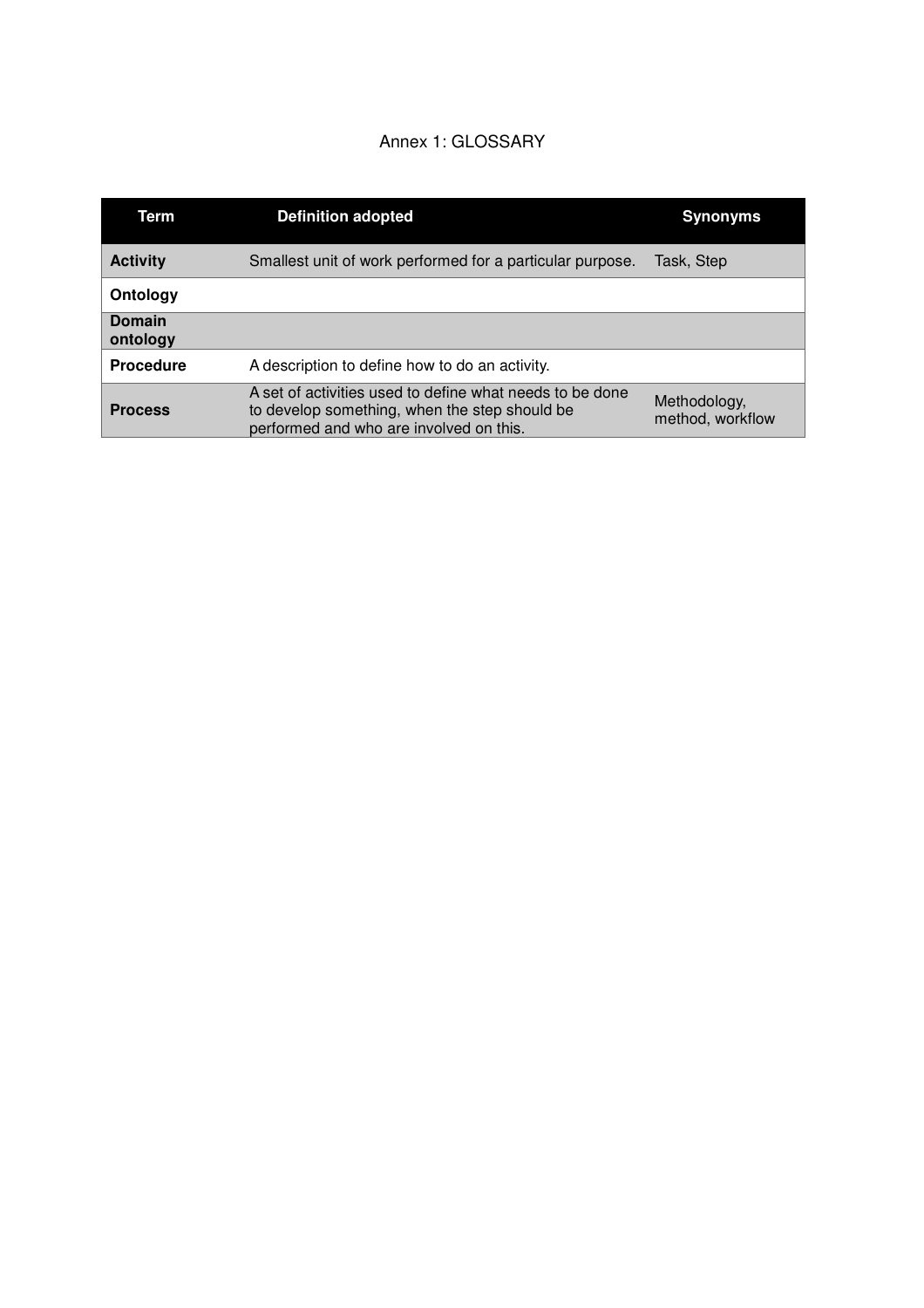# Annex 1: GLOSSARY

| Term | Definition adopted | Synonyms |
| --- | --- | --- |
| **Activity** | Smallest unit of work performed for a particular purpose. | Task, Step |
| **Ontology** | | |
| **Domain ontology** | | |
| **Procedure** | A description to define how to do an activity. | |
| **Process** | A set of activities used to define what needs to be done to develop something, when the step should be performed and who are involved on this. | Methodology, method, workflow |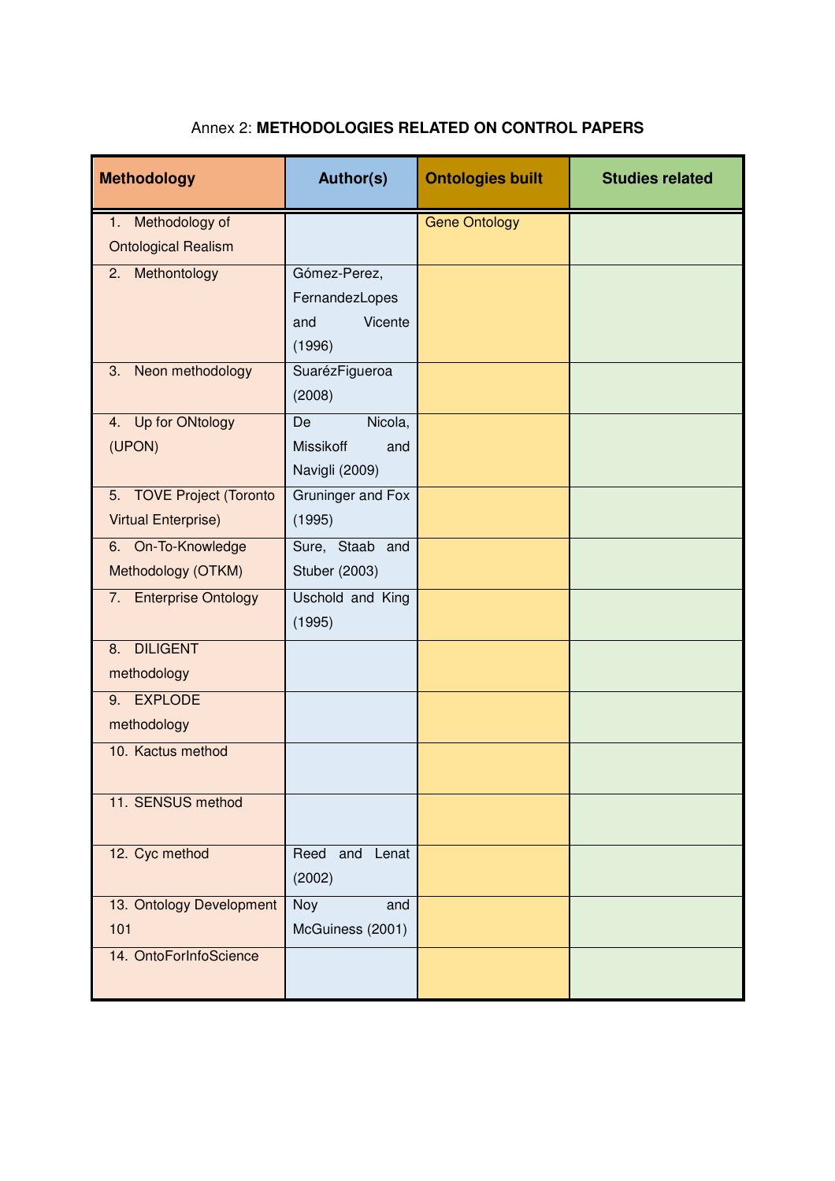Annex 2: **METHODOLOGIES RELATED ON CONTROL PAPERS**

| Methodology | Author(s) | Ontologies built | Studies related |
|---|---|---|---|
| 1. Methodology of Ontological Realism | | Gene Ontology | |
| 2. Methontology | Gómez-Perez, FernandezLopes and Vicente (1996) | | |
| 3. Neon methodology | SuarézFigueroa (2008) | | |
| 4. Up for ONtology (UPON) | De Nicola, Missikoff and Navigli (2009) | | |
| 5. TOVE Project (Toronto Virtual Enterprise) | Gruninger and Fox (1995) | | |
| 6. On-To-Knowledge Methodology (OTKM) | Sure, Staab and Stuber (2003) | | |
| 7. Enterprise Ontology | Uschold and King (1995) | | |
| 8. DILIGENT methodology | | | |
| 9. EXPLODE methodology | | | |
| 10. Kactus method | | | |
| 11. SENSUS method | | | |
| 12. Cyc method | Reed and Lenat (2002) | | |
| 13. Ontology Development 101 | Noy and McGuiness (2001) | | |
| 14. OntoForInfoScience | | | |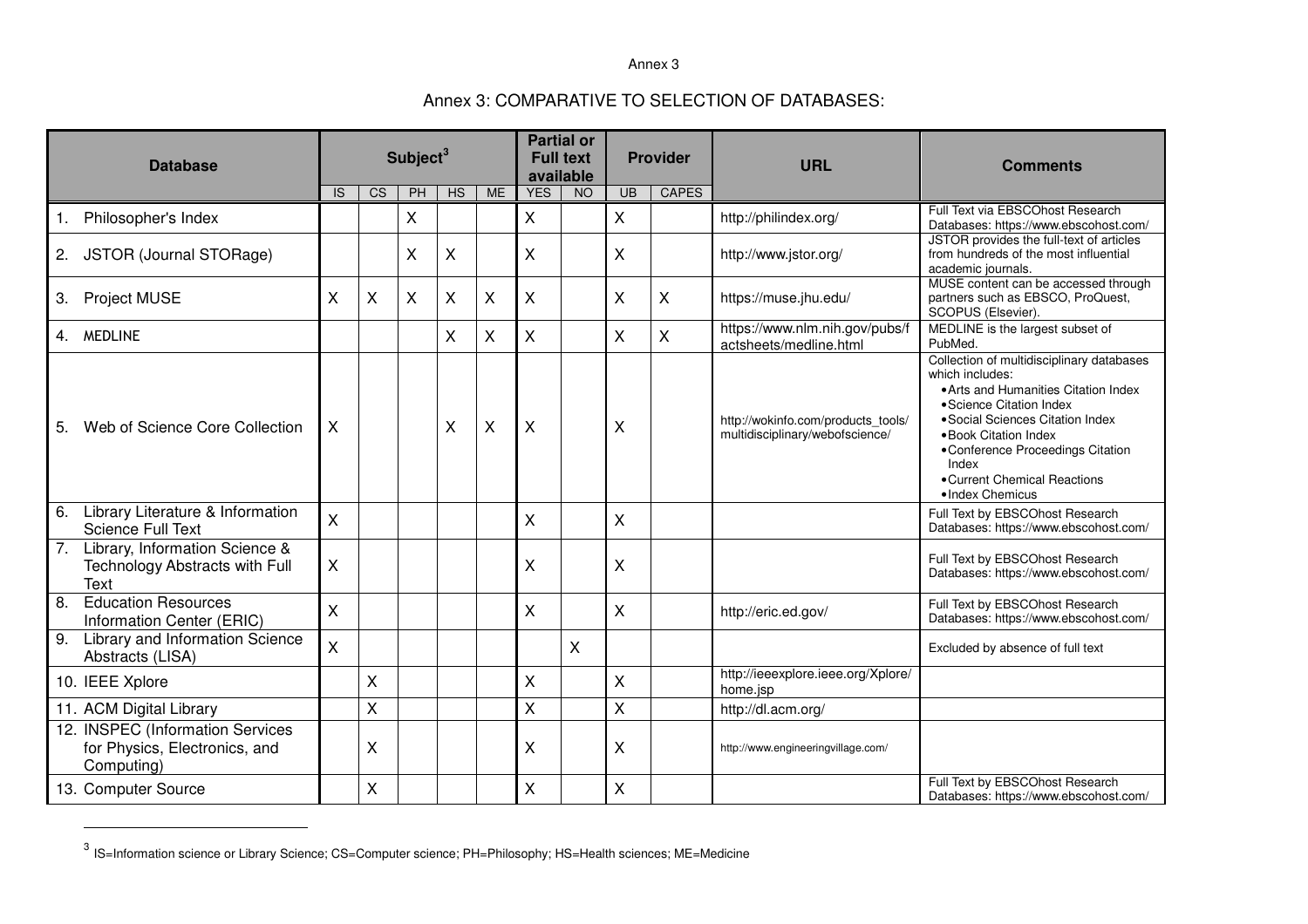Annex 3: COMPARATIVE TO SELECTION OF DATABASES:

| Database | Subject[3] | | | | | Partial or Full text available | | Provider | | URL | Comments |
|---|---|---|---|---|---|---|---|---|---|---|---|
| | IS | CS | PH | HS | ME | YES | NO | UB | CAPES | | |
| 1. Philosopher's Index | | | X | | | X | | X | | http://philindex.org/ | Full Text via EBSCOhost Research Databases: https://www.ebscohost.com/ |
| 2. JSTOR (Journal STORage) | | | X | X | | X | | X | | http://www.jstor.org/ | JSTOR provides the full-text of articles from hundreds of the most influential academic journals. |
| 3. Project MUSE | X | X | X | X | X | X | | X | X | https://muse.jhu.edu/ | MUSE content can be accessed through partners such as EBSCO, ProQuest, SCOPUS (Elsevier). |
| 4. MEDLINE | | | | X | X | X | | X | X | https://www.nlm.nih.gov/pubs/factsheets/medline.html | MEDLINE is the largest subset of PubMed. |
| 5. Web of Science Core Collection | X | | | X | X | X | | X | | http://wokinfo.com/products_tools/multidisciplinary/webofscience/ | Collection of multidisciplinary databases which includes: • Arts and Humanities Citation Index • Science Citation Index • Social Sciences Citation Index • Book Citation Index • Conference Proceedings Citation Index • Current Chemical Reactions • Index Chemicus |
| 6. Library Literature & Information Science Full Text | X | | | | | X | | X | | | Full Text by EBSCOhost Research Databases: https://www.ebscohost.com/ |
| 7. Library, Information Science & Technology Abstracts with Full Text | X | | | | | X | | X | | | Full Text by EBSCOhost Research Databases: https://www.ebscohost.com/ |
| 8. Education Resources Information Center (ERIC) | X | | | | | X | | X | | http://eric.ed.gov/ | Full Text by EBSCOhost Research Databases: https://www.ebscohost.com/ |
| 9. Library and Information Science Abstracts (LISA) | X | | | | | | X | | | | Excluded by absence of full text |
| 10. IEEE Xplore | | X | | | | X | | X | | http://ieeexplore.ieee.org/Xplore/home.jsp | |
| 11. ACM Digital Library | | X | | | | X | | X | | http://dl.acm.org/ | |
| 12. INSPEC (Information Services for Physics, Electronics, and Computing) | | X | | | | X | | X | | http://www.engineeringvillage.com/ | |
| 13. Computer Source | | X | | | | X | | X | | | Full Text by EBSCOhost Research Databases: https://www.ebscohost.com/ |

[3] IS=Information science or Library Science; CS=Computer science; PH=Philosophy; HS=Health sciences; ME=Medicine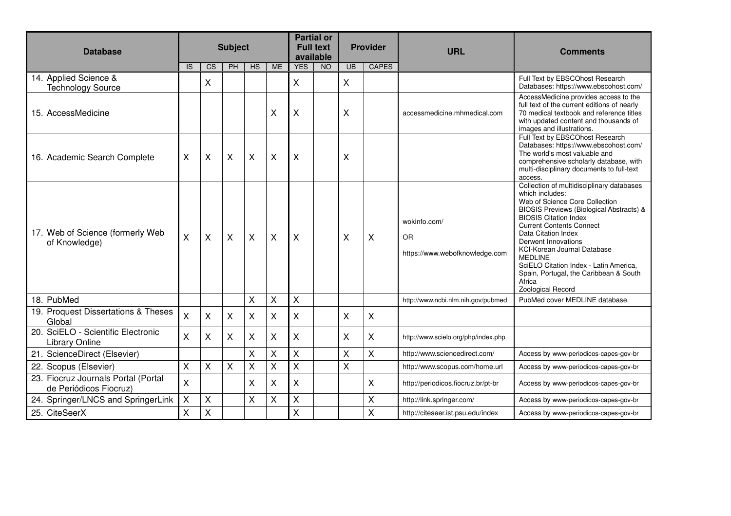| Database | Subject | | | | | Partial or Full text available | | Provider | | URL | Comments |
|---|---|---|---|---|---|---|---|---|---|---|---|
| | IS | CS | PH | HS | ME | YES | NO | UB | CAPES | | |
| 14. Applied Science & Technology Source | | X | | | | X | | X | | | Full Text by EBSCOhost Research Databases: https://www.ebscohost.com/ |
| 15. AccessMedicine | | | | | X | X | | X | | accessmedicine.mhmedical.com | AccessMedicine provides access to the full text of the current editions of nearly 70 medical textbook and reference titles with updated content and thousands of images and illustrations. |
| 16. Academic Search Complete | X | X | X | X | X | X | | X | | | Full Text by EBSCOhost Research Databases: https://www.ebscohost.com/ The world's most valuable and comprehensive scholarly database, with multi-disciplinary documents to full-text access. |
| 17. Web of Science (formerly Web of Knowledge) | X | X | X | X | X | X | | X | X | wokinfo.com/ OR https://www.webofknowledge.com | Collection of multidisciplinary databases which includes: Web of Science Core Collection BIOSIS Previews (Biological Abstracts) & BIOSIS Citation Index Current Contents Connect Data Citation Index Derwent Innovations KCI-Korean Journal Database MEDLINE SciELO Citation Index - Latin America, Spain, Portugal, the Caribbean & South Africa Zoological Record |
| 18. PubMed | | | | X | X | X | | | | http://www.ncbi.nlm.nih.gov/pubmed | PubMed cover MEDLINE database. |
| 19. Proquest Dissertations & Theses Global | X | X | X | X | X | X | | X | X | | |
| 20. SciELO - Scientific Electronic Library Online | X | X | X | X | X | X | | X | X | http://www.scielo.org/php/index.php | |
| 21. ScienceDirect (Elsevier) | | | | X | X | X | | X | X | http://www.sciencedirect.com/ | Access by www-periodicos-capes-gov-br |
| 22. Scopus (Elsevier) | X | X | X | X | X | X | | X | | http://www.scopus.com/home.url | Access by www-periodicos-capes-gov-br |
| 23. Fiocruz Journals Portal (Portal de Periódicos Fiocruz) | X | | | X | X | X | | | X | http://periodicos.fiocruz.br/pt-br | Access by www-periodicos-capes-gov-br |
| 24. Springer/LNCS and SpringerLink | X | X | | X | X | X | | | X | http://link.springer.com/ | Access by www-periodicos-capes-gov-br |
| 25. CiteSeerX | X | X | | | | X | | | X | http://citeseer.ist.psu.edu/index | Access by www-periodicos-capes-gov-br |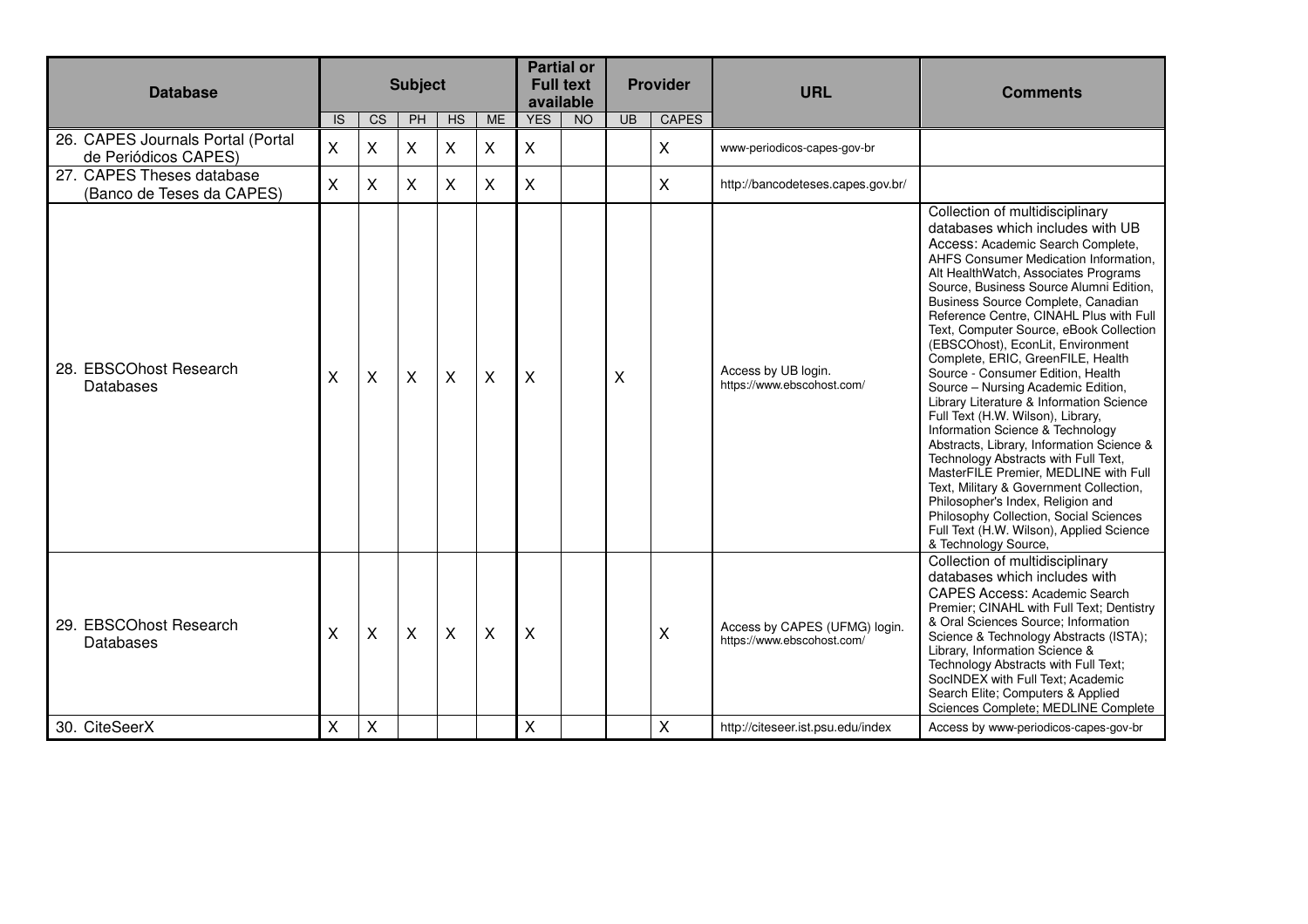| Database | Subject | | | | | Partial or Full text available | | Provider | | URL | Comments |
|---|---|---|---|---|---|---|---|---|---|---|---|
| | IS | CS | PH | HS | ME | YES | NO | UB | CAPES | | |
| 26. CAPES Journals Portal (Portal de Periódicos CAPES) | X | X | X | X | X | X | | | X | www-periodicos-capes-gov-br | |
| 27. CAPES Theses database (Banco de Teses da CAPES) | X | X | X | X | X | X | | | X | http://bancodeteses.capes.gov.br/ | |
| 28. EBSCOhost Research Databases | X | X | X | X | X | X | | X | | Access by UB login. https://www.ebscohost.com/ | Collection of multidisciplinary databases which includes with UB Access: Academic Search Complete, AHFS Consumer Medication Information, Alt HealthWatch, Associates Programs Source, Business Source Alumni Edition, Business Source Complete, Canadian Reference Centre, CINAHL Plus with Full Text, Computer Source, eBook Collection (EBSCOhost), EconLit, Environment Complete, ERIC, GreenFILE, Health Source - Consumer Edition, Health Source – Nursing Academic Edition, Library Literature & Information Science Full Text (H.W. Wilson), Library, Information Science & Technology Abstracts, Library, Information Science & Technology Abstracts with Full Text, MasterFILE Premier, MEDLINE with Full Text, Military & Government Collection, Philosopher's Index, Religion and Philosophy Collection, Social Sciences Full Text (H.W. Wilson), Applied Science & Technology Source, |
| 29. EBSCOhost Research Databases | X | X | X | X | X | X | | | X | Access by CAPES (UFMG) login. https://www.ebscohost.com/ | Collection of multidisciplinary databases which includes with CAPES Access: Academic Search Premier; CINAHL with Full Text; Dentistry & Oral Sciences Source; Information Science & Technology Abstracts (ISTA); Library, Information Science & Technology Abstracts with Full Text; SocINDEX with Full Text; Academic Search Elite; Computers & Applied Sciences Complete; MEDLINE Complete |
| 30. CiteSeerX | X | X | | | | X | | | X | http://citeseer.ist.psu.edu/index | Access by www-periodicos-capes-gov-br |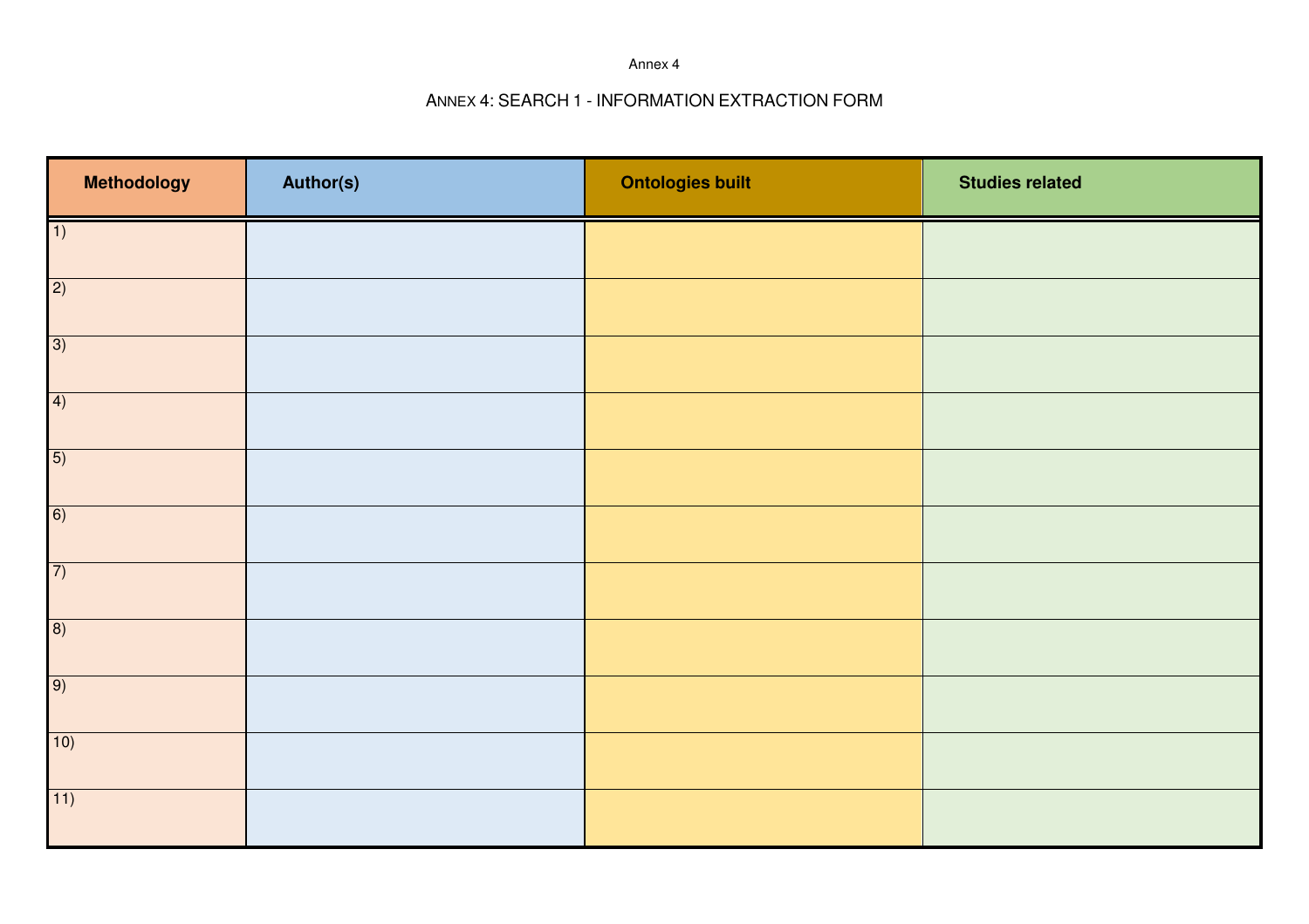# ANNEX 4: SEARCH 1 - INFORMATION EXTRACTION FORM

| Methodology | Author(s) | Ontologies built | Studies related |
|---|---|---|---|
| 1) | | | |
| 2) | | | |
| 3) | | | |
| 4) | | | |
| 5) | | | |
| 6) | | | |
| 7) | | | |
| 8) | | | |
| 9) | | | |
| 10) | | | |
| 11) | | | |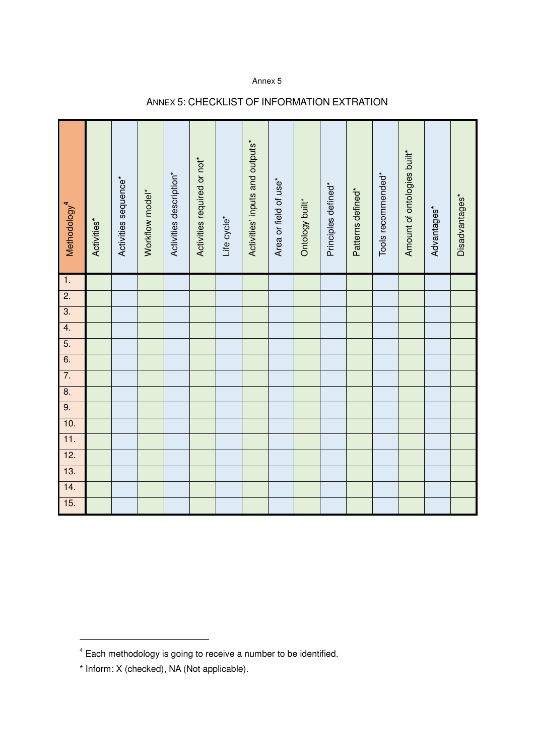## ANNEX 5: CHECKLIST OF INFORMATION EXTRATION

| Methodology[4] | Activities* | Activities sequence* | Workflow model* | Activities description* | Activities required or not* | Life cycle* | Activities' inputs and outputs* | Area or field of use* | Ontology built* | Principles defined* | Patterns defined* | Tools recommended* | Amount of ontologies built* | Advantages* | Disadvantages* |
|---|---|---|---|---|---|---|---|---|---|---|---|---|---|---|---|
| 1. | | | | | | | | | | | | | | | |
| 2. | | | | | | | | | | | | | | | |
| 3. | | | | | | | | | | | | | | | |
| 4. | | | | | | | | | | | | | | | |
| 5. | | | | | | | | | | | | | | | |
| 6. | | | | | | | | | | | | | | | |
| 7. | | | | | | | | | | | | | | | |
| 8. | | | | | | | | | | | | | | | |
| 9. | | | | | | | | | | | | | | | |
| 10. | | | | | | | | | | | | | | | |
| 11. | | | | | | | | | | | | | | | |
| 12. | | | | | | | | | | | | | | | |
| 13. | | | | | | | | | | | | | | | |
| 14. | | | | | | | | | | | | | | | |
| 15. | | | | | | | | | | | | | | | |

[4] Each methodology is going to receive a number to be identified.

* Inform: X (checked), NA (Not applicable).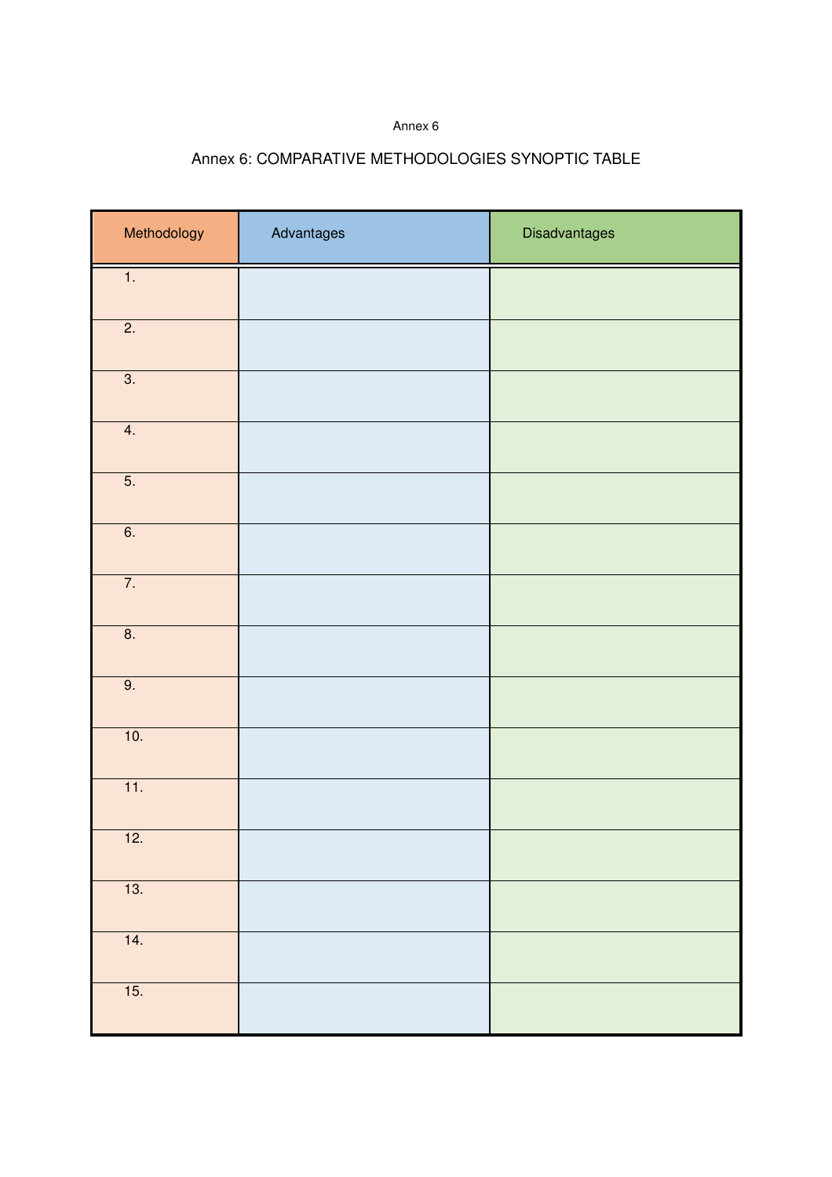# Annex 6: COMPARATIVE METHODOLOGIES SYNOPTIC TABLE

| Methodology | Advantages | Disadvantages |
|---|---|---|
| 1. | | |
| 2. | | |
| 3. | | |
| 4. | | |
| 5. | | |
| 6. | | |
| 7. | | |
| 8. | | |
| 9. | | |
| 10. | | |
| 11. | | |
| 12. | | |
| 13. | | |
| 14. | | |
| 15. | | |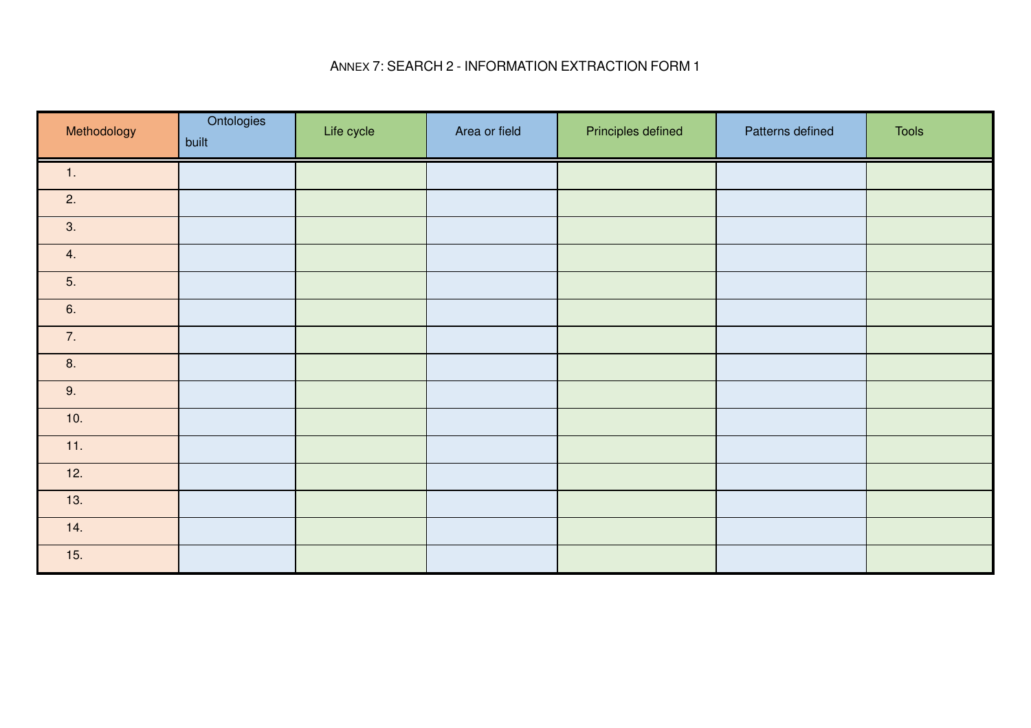# Annex 7: SEARCH 2 - INFORMATION EXTRACTION FORM 1

| Methodology | Ontologies built | Life cycle | Area or field | Principles defined | Patterns defined | Tools |
|---|---|---|---|---|---|---|
| 1. | | | | | | |
| 2. | | | | | | |
| 3. | | | | | | |
| 4. | | | | | | |
| 5. | | | | | | |
| 6. | | | | | | |
| 7. | | | | | | |
| 8. | | | | | | |
| 9. | | | | | | |
| 10. | | | | | | |
| 11. | | | | | | |
| 12. | | | | | | |
| 13. | | | | | | |
| 14. | | | | | | |
| 15. | | | | | | |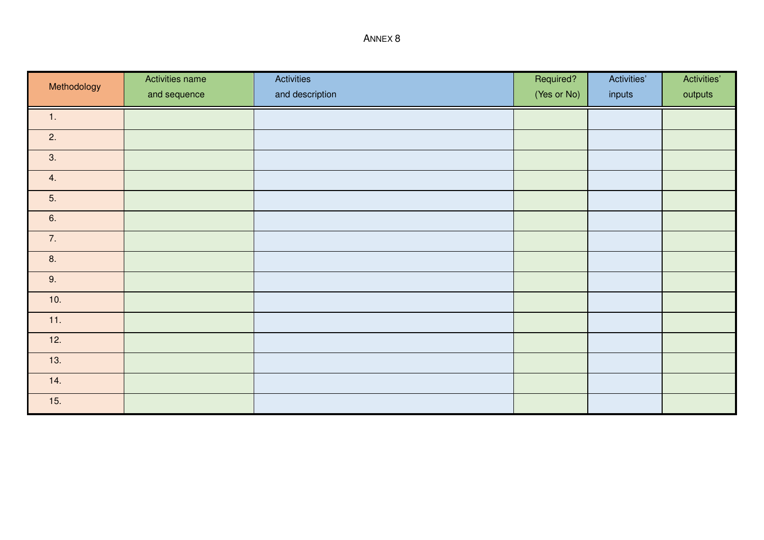# ANNEX 8

| Methodology | Activities name and sequence | Activities and description | Required? (Yes or No) | Activities' inputs | Activities' outputs |
|---|---|---|---|---|---|
| 1. | | | | | |
| 2. | | | | | |
| 3. | | | | | |
| 4. | | | | | |
| 5. | | | | | |
| 6. | | | | | |
| 7. | | | | | |
| 8. | | | | | |
| 9. | | | | | |
| 10. | | | | | |
| 11. | | | | | |
| 12. | | | | | |
| 13. | | | | | |
| 14. | | | | | |
| 15. | | | | | |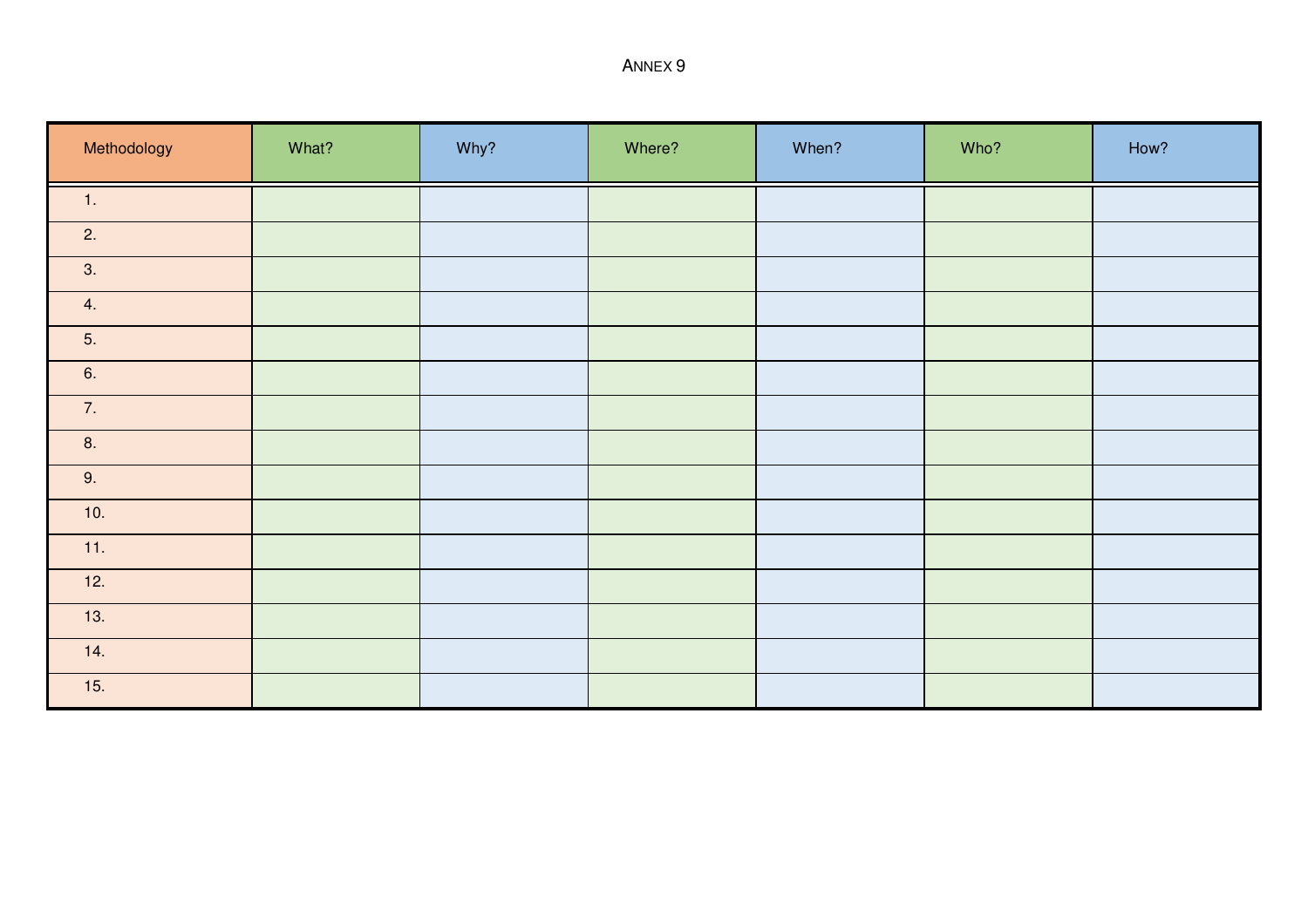ANNEX 9

| Methodology | What? | Why? | Where? | When? | Who? | How? |
|---|---|---|---|---|---|---|
| 1. | | | | | | |
| 2. | | | | | | |
| 3. | | | | | | |
| 4. | | | | | | |
| 5. | | | | | | |
| 6. | | | | | | |
| 7. | | | | | | |
| 8. | | | | | | |
| 9. | | | | | | |
| 10. | | | | | | |
| 11. | | | | | | |
| 12. | | | | | | |
| 13. | | | | | | |
| 14. | | | | | | |
| 15. | | | | | | |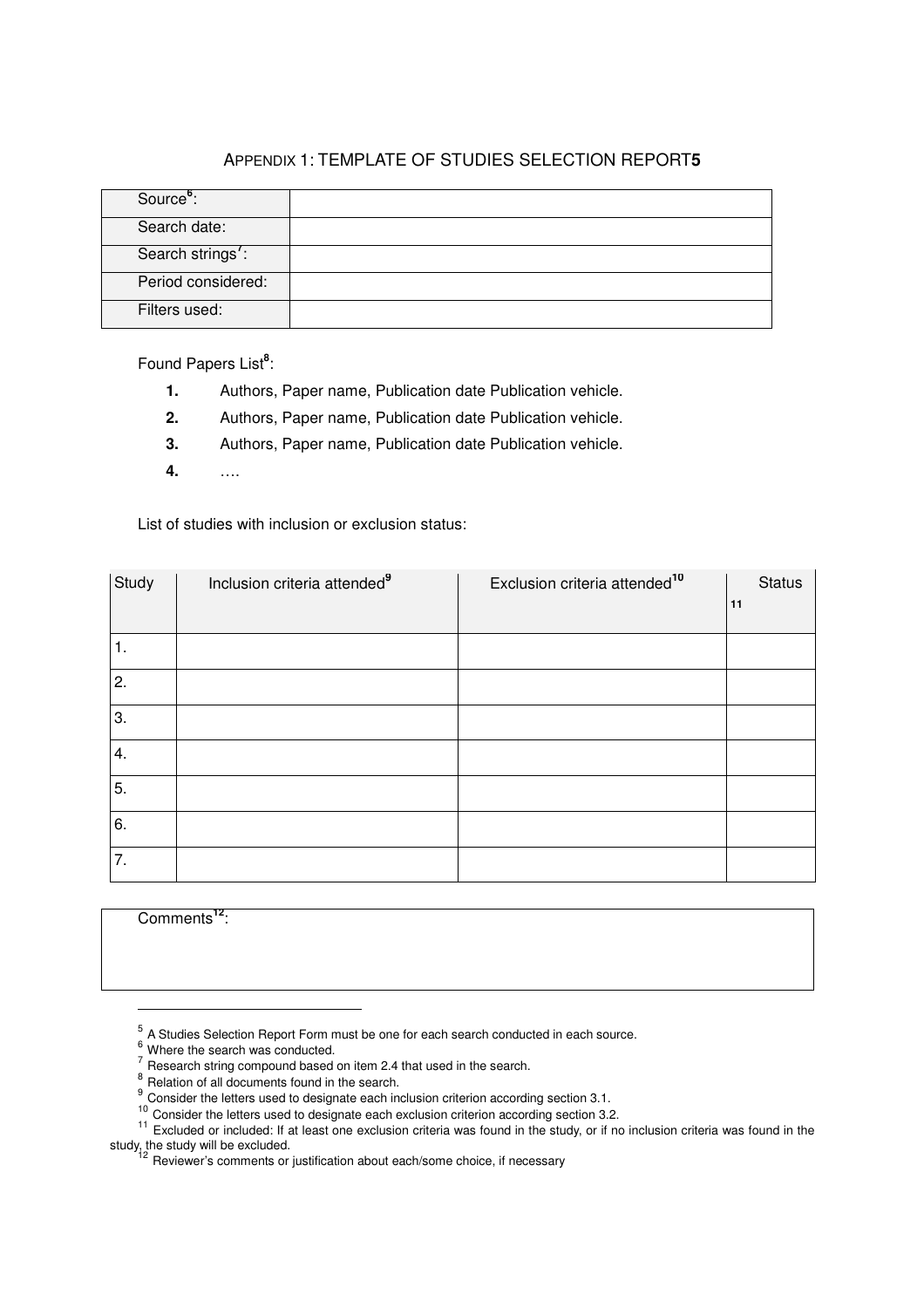## APPENDIX 1: TEMPLATE OF STUDIES SELECTION REPORT[5]

| | |
|---|---|
| Source[6]: | |
| Search date: | |
| Search strings[7]: | |
| Period considered: | |
| Filters used: | |

Found Papers List[8]:

1. Authors, Paper name, Publication date Publication vehicle.
2. Authors, Paper name, Publication date Publication vehicle.
3. Authors, Paper name, Publication date Publication vehicle.
4. ….

List of studies with inclusion or exclusion status:

| Study | Inclusion criteria attended[9] | Exclusion criteria attended[10] | Status[11] |
|---|---|---|---|
| 1. | | | |
| 2. | | | |
| 3. | | | |
| 4. | | | |
| 5. | | | |
| 6. | | | |
| 7. | | | |

| |
|---|
| Comments[12]: |

---

[5] A Studies Selection Report Form must be one for each search conducted in each source.

[6] Where the search was conducted.

[7] Research string compound based on item 2.4 that used in the search.

[8] Relation of all documents found in the search.

[9] Consider the letters used to designate each inclusion criterion according section 3.1.

[10] Consider the letters used to designate each exclusion criterion according section 3.2.

[11] Excluded or included: If at least one exclusion criteria was found in the study, or if no inclusion criteria was found in the study, the study will be excluded.

[12] Reviewer's comments or justification about each/some choice, if necessary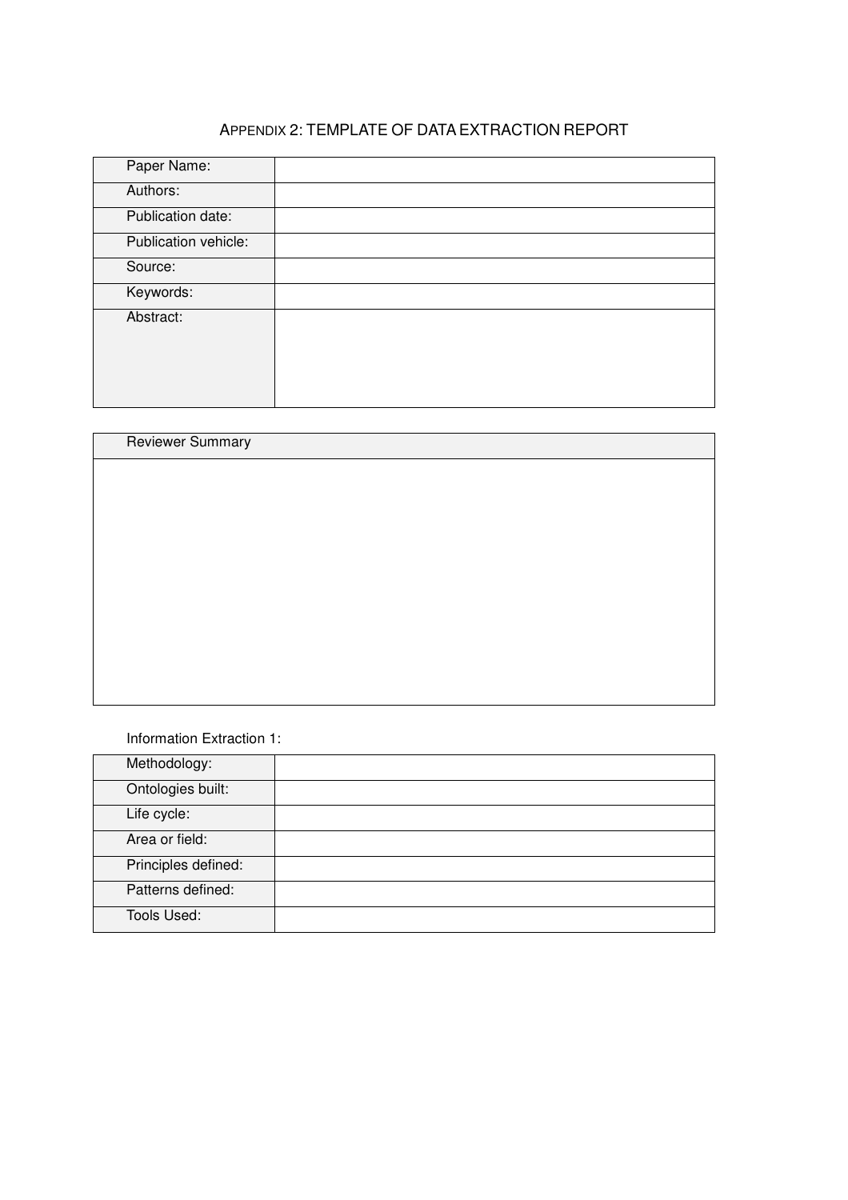## APPENDIX 2: TEMPLATE OF DATA EXTRACTION REPORT

| | |
|---|---|
| Paper Name: | |
| Authors: | |
| Publication date: | |
| Publication vehicle: | |
| Source: | |
| Keywords: | |
| Abstract: | |

| Reviewer Summary |
|---|
| |

Information Extraction 1:

| | |
|---|---|
| Methodology: | |
| Ontologies built: | |
| Life cycle: | |
| Area or field: | |
| Principles defined: | |
| Patterns defined: | |
| Tools Used: | |